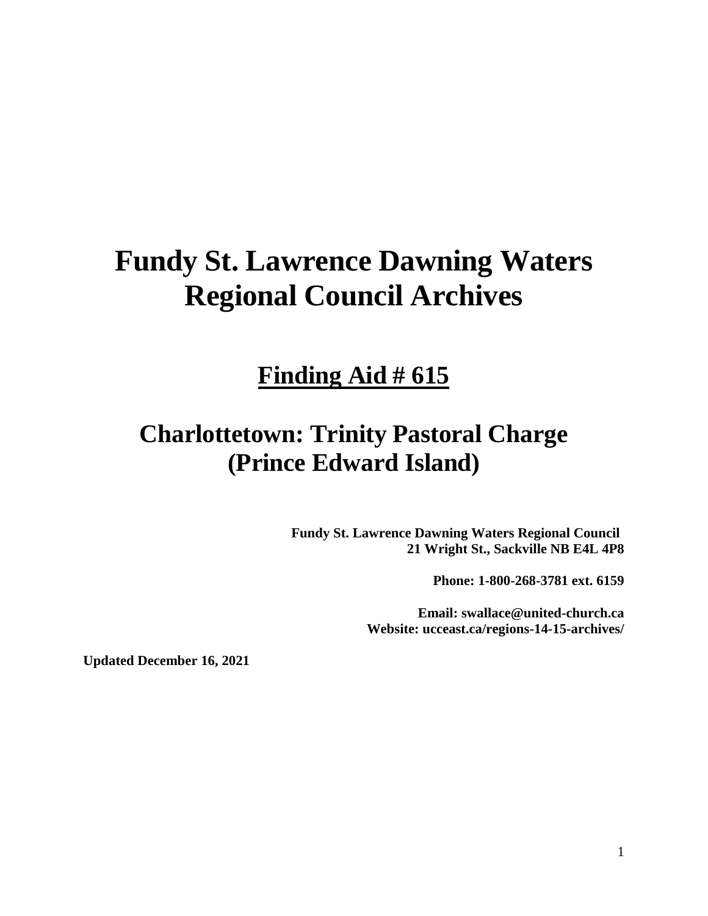# Fundy St. Lawrence Dawning Waters Regional Council Archives

## Finding Aid # 615

## Charlottetown: Trinity Pastoral Charge (Prince Edward Island)

**Fundy St. Lawrence Dawning Waters Regional Council**
**21 Wright St., Sackville NB E4L 4P8**

**Phone: 1-800-268-3781 ext. 6159**

**Email: swallace@united-church.ca**
**Website: ucceast.ca/regions-14-15-archives/**

**Updated December 16, 2021**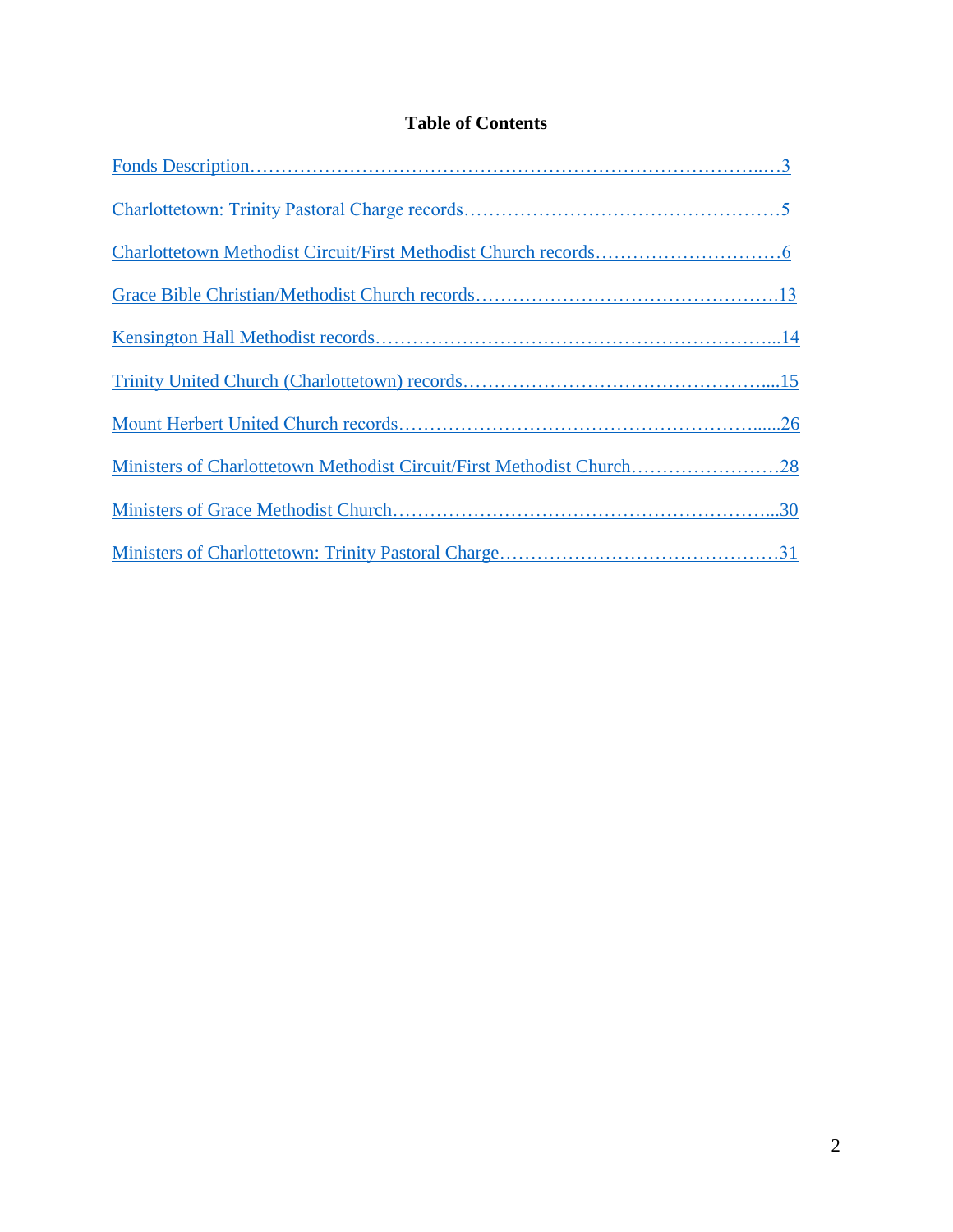# Table of Contents

Fonds Description……………………………………………………………………………...…3

Charlottetown: Trinity Pastoral Charge records……………………………………………5

Charlottetown Methodist Circuit/First Methodist Church records…………………………6

Grace Bible Christian/Methodist Church records………………………………………….13

Kensington Hall Methodist records………………………………………………………...14

Trinity United Church (Charlottetown) records…………………………………………....15

Mount Herbert United Church records……………………………………………….......26

Ministers of Charlottetown Methodist Circuit/First Methodist Church……………………28

Ministers of Grace Methodist Church……………………………………………………...30

Ministers of Charlottetown: Trinity Pastoral Charge………………………………………31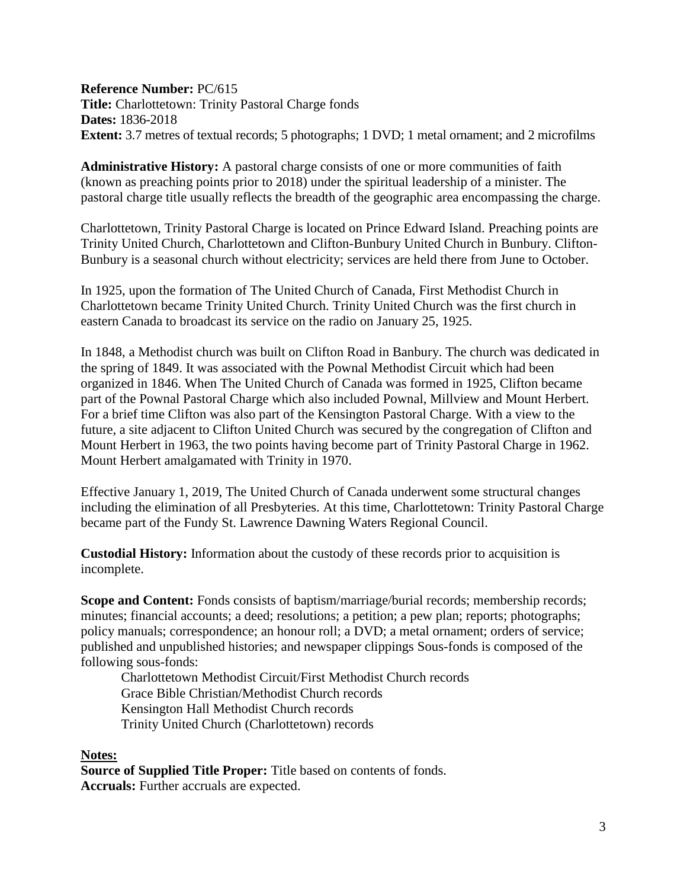**Reference Number:** PC/615
**Title:** Charlottetown: Trinity Pastoral Charge fonds
**Dates:** 1836-2018
**Extent:** 3.7 metres of textual records; 5 photographs; 1 DVD; 1 metal ornament; and 2 microfilms

**Administrative History:** A pastoral charge consists of one or more communities of faith (known as preaching points prior to 2018) under the spiritual leadership of a minister. The pastoral charge title usually reflects the breadth of the geographic area encompassing the charge.

Charlottetown, Trinity Pastoral Charge is located on Prince Edward Island. Preaching points are Trinity United Church, Charlottetown and Clifton-Bunbury United Church in Bunbury. Clifton-Bunbury is a seasonal church without electricity; services are held there from June to October.

In 1925, upon the formation of The United Church of Canada, First Methodist Church in Charlottetown became Trinity United Church. Trinity United Church was the first church in eastern Canada to broadcast its service on the radio on January 25, 1925.

In 1848, a Methodist church was built on Clifton Road in Banbury. The church was dedicated in the spring of 1849. It was associated with the Pownal Methodist Circuit which had been organized in 1846. When The United Church of Canada was formed in 1925, Clifton became part of the Pownal Pastoral Charge which also included Pownal, Millview and Mount Herbert. For a brief time Clifton was also part of the Kensington Pastoral Charge. With a view to the future, a site adjacent to Clifton United Church was secured by the congregation of Clifton and Mount Herbert in 1963, the two points having become part of Trinity Pastoral Charge in 1962. Mount Herbert amalgamated with Trinity in 1970.

Effective January 1, 2019, The United Church of Canada underwent some structural changes including the elimination of all Presbyteries. At this time, Charlottetown: Trinity Pastoral Charge became part of the Fundy St. Lawrence Dawning Waters Regional Council.

**Custodial History:** Information about the custody of these records prior to acquisition is incomplete.

**Scope and Content:** Fonds consists of baptism/marriage/burial records; membership records; minutes; financial accounts; a deed; resolutions; a petition; a pew plan; reports; photographs; policy manuals; correspondence; an honour roll; a DVD; a metal ornament; orders of service; published and unpublished histories; and newspaper clippings Sous-fonds is composed of the following sous-fonds:

Charlottetown Methodist Circuit/First Methodist Church records
Grace Bible Christian/Methodist Church records
Kensington Hall Methodist Church records
Trinity United Church (Charlottetown) records

**Notes:**

**Source of Supplied Title Proper:** Title based on contents of fonds.
**Accruals:** Further accruals are expected.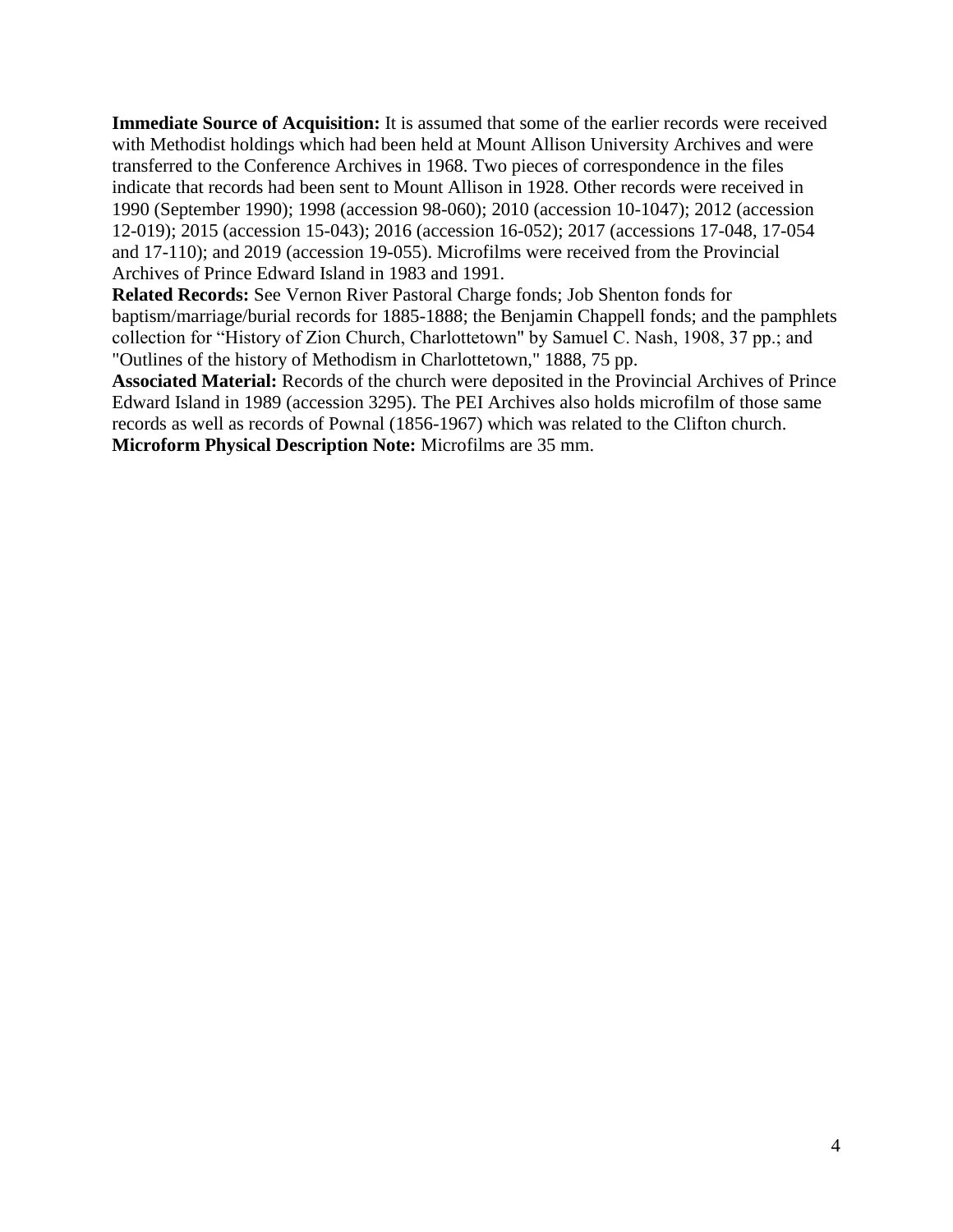**Immediate Source of Acquisition:** It is assumed that some of the earlier records were received with Methodist holdings which had been held at Mount Allison University Archives and were transferred to the Conference Archives in 1968. Two pieces of correspondence in the files indicate that records had been sent to Mount Allison in 1928. Other records were received in 1990 (September 1990); 1998 (accession 98-060); 2010 (accession 10-1047); 2012 (accession 12-019); 2015 (accession 15-043); 2016 (accession 16-052); 2017 (accessions 17-048, 17-054 and 17-110); and 2019 (accession 19-055). Microfilms were received from the Provincial Archives of Prince Edward Island in 1983 and 1991.

**Related Records:** See Vernon River Pastoral Charge fonds; Job Shenton fonds for baptism/marriage/burial records for 1885-1888; the Benjamin Chappell fonds; and the pamphlets collection for "History of Zion Church, Charlottetown" by Samuel C. Nash, 1908, 37 pp.; and "Outlines of the history of Methodism in Charlottetown," 1888, 75 pp.

**Associated Material:** Records of the church were deposited in the Provincial Archives of Prince Edward Island in 1989 (accession 3295). The PEI Archives also holds microfilm of those same records as well as records of Pownal (1856-1967) which was related to the Clifton church.

**Microform Physical Description Note:** Microfilms are 35 mm.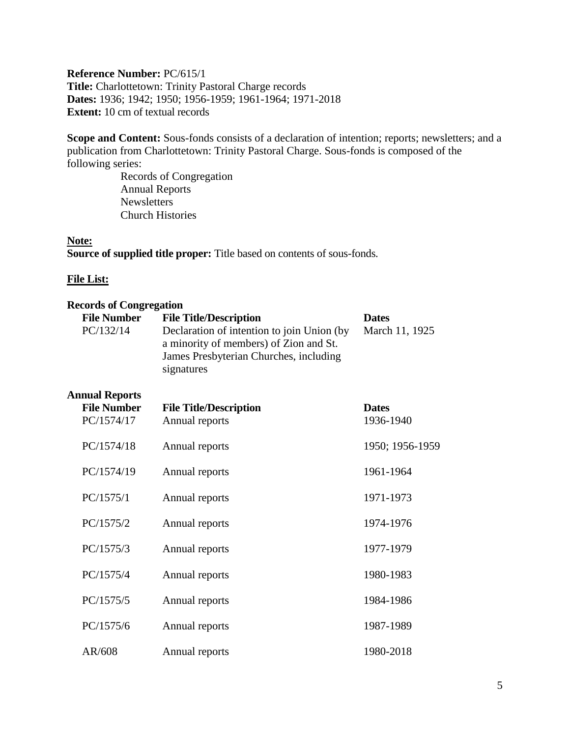**Reference Number:** PC/615/1
**Title:** Charlottetown: Trinity Pastoral Charge records
**Dates:** 1936; 1942; 1950; 1956-1959; 1961-1964; 1971-2018
**Extent:** 10 cm of textual records

**Scope and Content:** Sous-fonds consists of a declaration of intention; reports; newsletters; and a publication from Charlottetown: Trinity Pastoral Charge. Sous-fonds is composed of the following series:

- Records of Congregation
- Annual Reports
- Newsletters
- Church Histories

**Note:**
**Source of supplied title proper:** Title based on contents of sous-fonds.

**File List:**

**Records of Congregation**

| File Number | File Title/Description | Dates |
|---|---|---|
| PC/132/14 | Declaration of intention to join Union (by a minority of members) of Zion and St. James Presbyterian Churches, including signatures | March 11, 1925 |

**Annual Reports**

| File Number | File Title/Description | Dates |
|---|---|---|
| PC/1574/17 | Annual reports | 1936-1940 |
| PC/1574/18 | Annual reports | 1950; 1956-1959 |
| PC/1574/19 | Annual reports | 1961-1964 |
| PC/1575/1 | Annual reports | 1971-1973 |
| PC/1575/2 | Annual reports | 1974-1976 |
| PC/1575/3 | Annual reports | 1977-1979 |
| PC/1575/4 | Annual reports | 1980-1983 |
| PC/1575/5 | Annual reports | 1984-1986 |
| PC/1575/6 | Annual reports | 1987-1989 |
| AR/608 | Annual reports | 1980-2018 |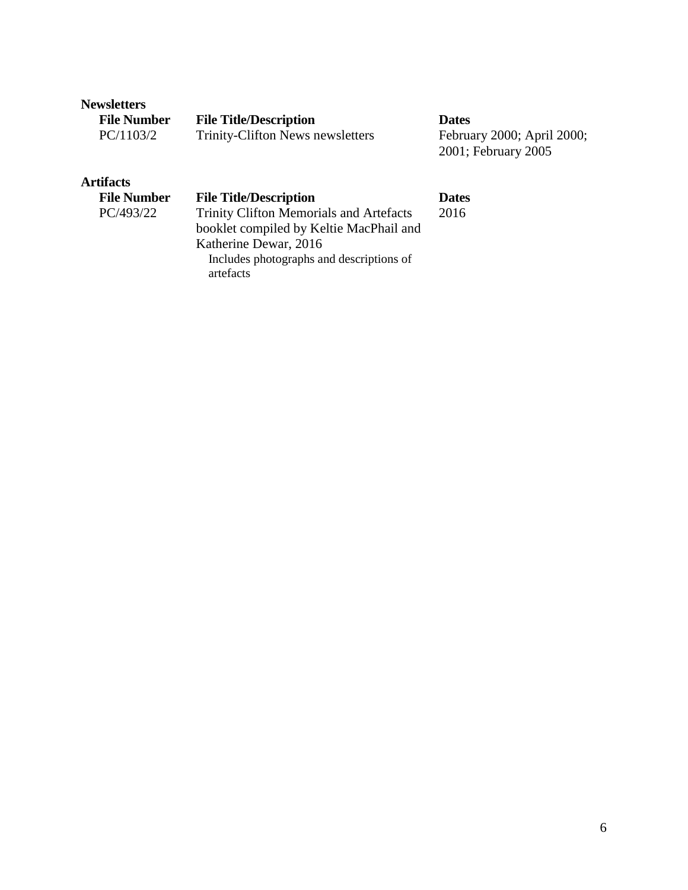## Newsletters

| File Number | File Title/Description | Dates |
|---|---|---|
| PC/1103/2 | Trinity-Clifton News newsletters | February 2000; April 2000; 2001; February 2005 |

## Artifacts

| File Number | File Title/Description | Dates |
|---|---|---|
| PC/493/22 | Trinity Clifton Memorials and Artefacts booklet compiled by Keltie MacPhail and Katherine Dewar, 2016<br>Includes photographs and descriptions of artefacts | 2016 |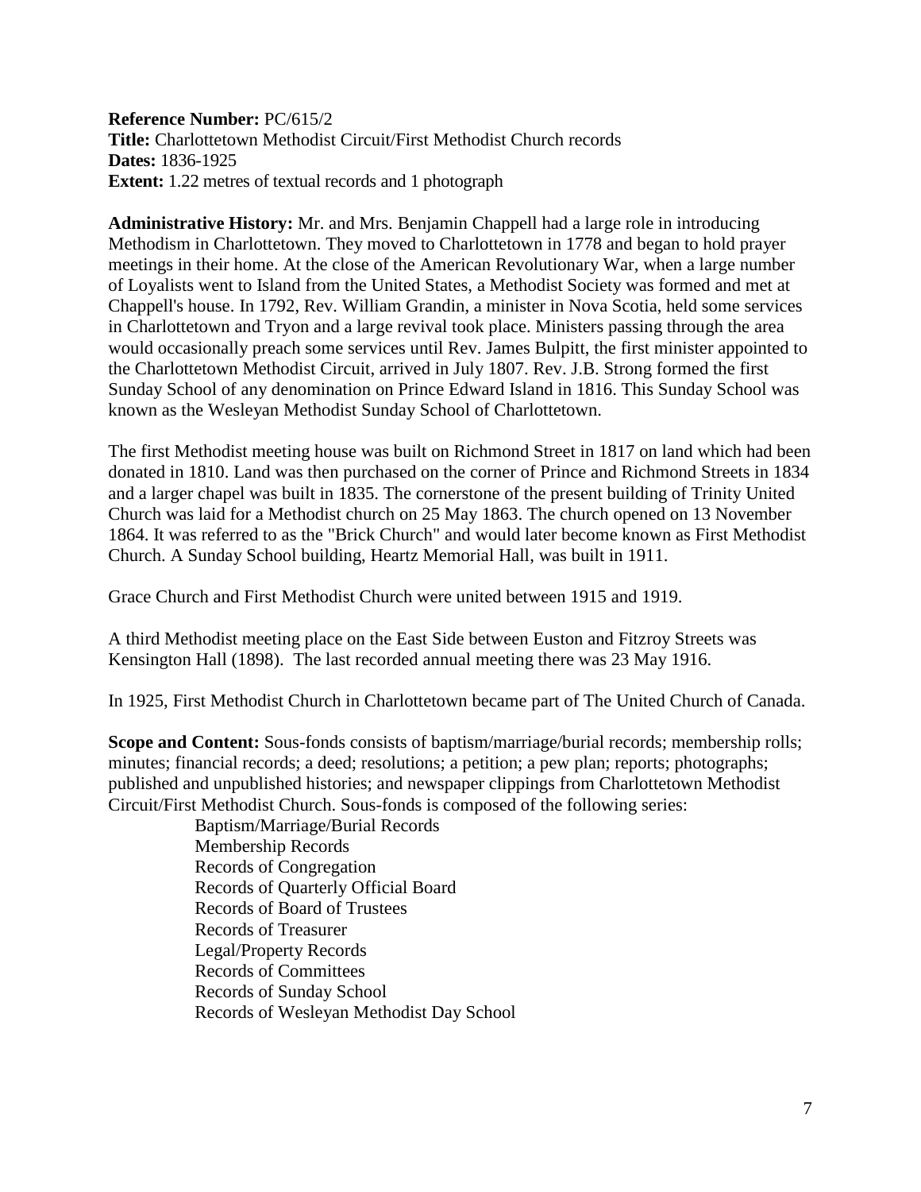**Reference Number:** PC/615/2
**Title:** Charlottetown Methodist Circuit/First Methodist Church records
**Dates:** 1836-1925
**Extent:** 1.22 metres of textual records and 1 photograph

**Administrative History:** Mr. and Mrs. Benjamin Chappell had a large role in introducing Methodism in Charlottetown. They moved to Charlottetown in 1778 and began to hold prayer meetings in their home. At the close of the American Revolutionary War, when a large number of Loyalists went to Island from the United States, a Methodist Society was formed and met at Chappell's house. In 1792, Rev. William Grandin, a minister in Nova Scotia, held some services in Charlottetown and Tryon and a large revival took place. Ministers passing through the area would occasionally preach some services until Rev. James Bulpitt, the first minister appointed to the Charlottetown Methodist Circuit, arrived in July 1807. Rev. J.B. Strong formed the first Sunday School of any denomination on Prince Edward Island in 1816. This Sunday School was known as the Wesleyan Methodist Sunday School of Charlottetown.

The first Methodist meeting house was built on Richmond Street in 1817 on land which had been donated in 1810. Land was then purchased on the corner of Prince and Richmond Streets in 1834 and a larger chapel was built in 1835. The cornerstone of the present building of Trinity United Church was laid for a Methodist church on 25 May 1863. The church opened on 13 November 1864. It was referred to as the "Brick Church" and would later become known as First Methodist Church. A Sunday School building, Heartz Memorial Hall, was built in 1911.

Grace Church and First Methodist Church were united between 1915 and 1919.

A third Methodist meeting place on the East Side between Euston and Fitzroy Streets was Kensington Hall (1898). The last recorded annual meeting there was 23 May 1916.

In 1925, First Methodist Church in Charlottetown became part of The United Church of Canada.

**Scope and Content:** Sous-fonds consists of baptism/marriage/burial records; membership rolls; minutes; financial records; a deed; resolutions; a petition; a pew plan; reports; photographs; published and unpublished histories; and newspaper clippings from Charlottetown Methodist Circuit/First Methodist Church. Sous-fonds is composed of the following series:

- Baptism/Marriage/Burial Records
- Membership Records
- Records of Congregation
- Records of Quarterly Official Board
- Records of Board of Trustees
- Records of Treasurer
- Legal/Property Records
- Records of Committees
- Records of Sunday School
- Records of Wesleyan Methodist Day School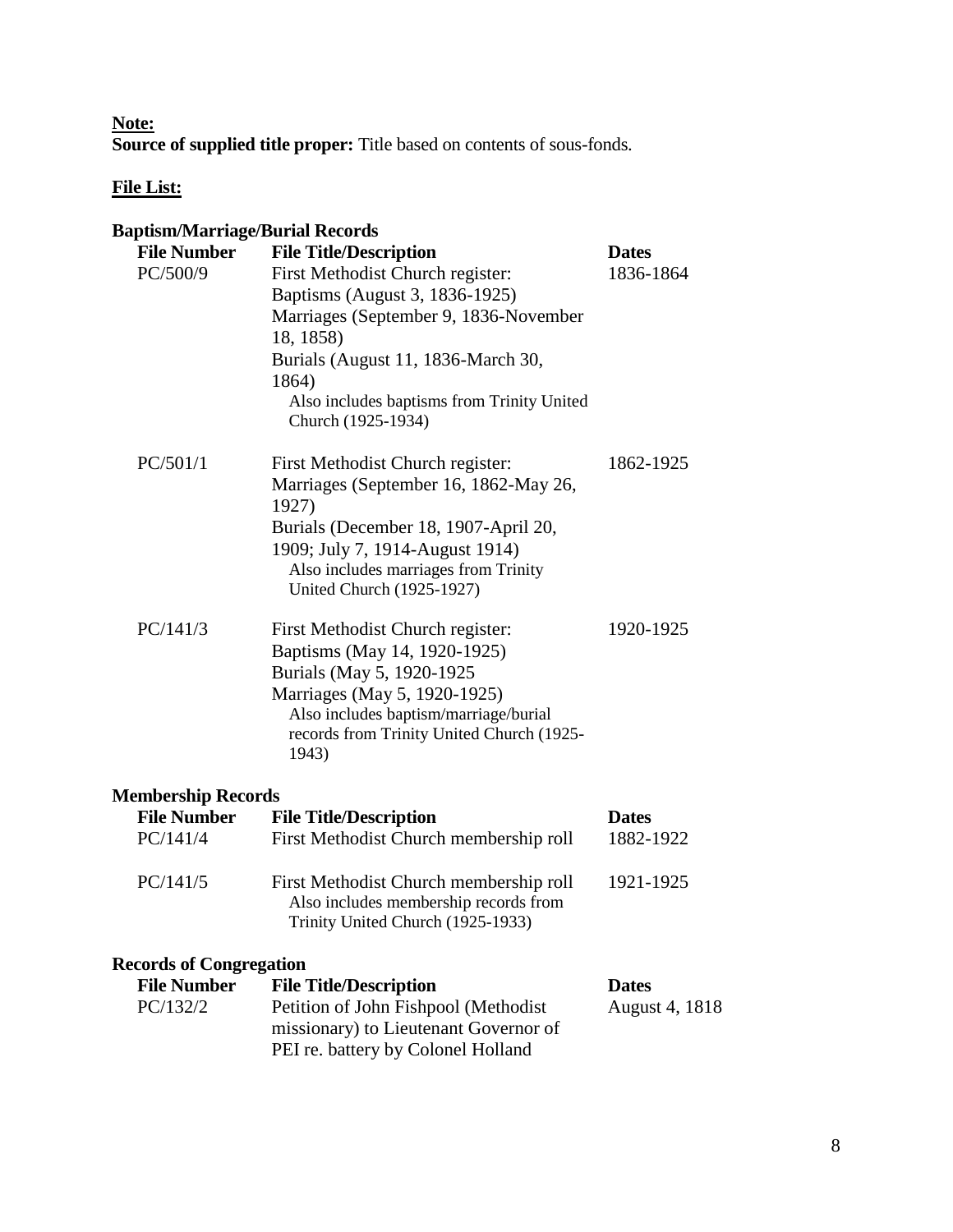**Note:**

**Source of supplied title proper:** Title based on contents of sous-fonds.

**File List:**

### Baptism/Marriage/Burial Records

| File Number | File Title/Description | Dates |
|---|---|---|
| PC/500/9 | First Methodist Church register:<br>Baptisms (August 3, 1836-1925)<br>Marriages (September 9, 1836-November 18, 1858)<br>Burials (August 11, 1836-March 30, 1864)<br>Also includes baptisms from Trinity United Church (1925-1934) | 1836-1864 |
| PC/501/1 | First Methodist Church register:<br>Marriages (September 16, 1862-May 26, 1927)<br>Burials (December 18, 1907-April 20, 1909; July 7, 1914-August 1914)<br>Also includes marriages from Trinity United Church (1925-1927) | 1862-1925 |
| PC/141/3 | First Methodist Church register:<br>Baptisms (May 14, 1920-1925)<br>Burials (May 5, 1920-1925<br>Marriages (May 5, 1920-1925)<br>Also includes baptism/marriage/burial records from Trinity United Church (1925-1943) | 1920-1925 |

### Membership Records

| File Number | File Title/Description | Dates |
|---|---|---|
| PC/141/4 | First Methodist Church membership roll | 1882-1922 |
| PC/141/5 | First Methodist Church membership roll<br>Also includes membership records from Trinity United Church (1925-1933) | 1921-1925 |

### Records of Congregation

| File Number | File Title/Description | Dates |
|---|---|---|
| PC/132/2 | Petition of John Fishpool (Methodist missionary) to Lieutenant Governor of PEI re. battery by Colonel Holland | August 4, 1818 |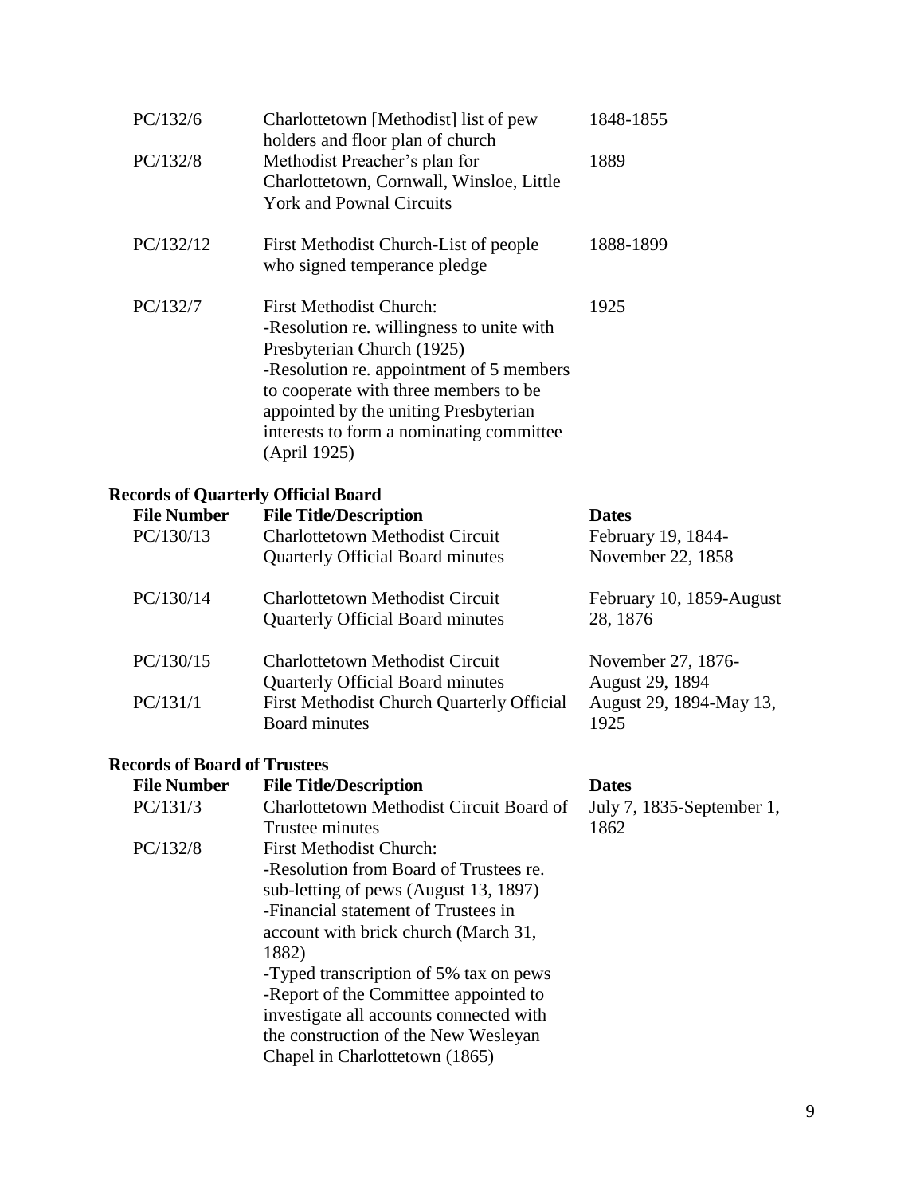| | | |
|---|---|---|
| PC/132/6 | Charlottetown [Methodist] list of pew holders and floor plan of church | 1848-1855 |
| PC/132/8 | Methodist Preacher's plan for Charlottetown, Cornwall, Winsloe, Little York and Pownal Circuits | 1889 |
| PC/132/12 | First Methodist Church-List of people who signed temperance pledge | 1888-1899 |
| PC/132/7 | First Methodist Church:<br>-Resolution re. willingness to unite with Presbyterian Church (1925)<br>-Resolution re. appointment of 5 members to cooperate with three members to be appointed by the uniting Presbyterian interests to form a nominating committee (April 1925) | 1925 |

**Records of Quarterly Official Board**

| File Number | File Title/Description | Dates |
|---|---|---|
| PC/130/13 | Charlottetown Methodist Circuit Quarterly Official Board minutes | February 19, 1844-November 22, 1858 |
| PC/130/14 | Charlottetown Methodist Circuit Quarterly Official Board minutes | February 10, 1859-August 28, 1876 |
| PC/130/15 | Charlottetown Methodist Circuit Quarterly Official Board minutes | November 27, 1876-August 29, 1894 |
| PC/131/1 | First Methodist Church Quarterly Official Board minutes | August 29, 1894-May 13, 1925 |

**Records of Board of Trustees**

| File Number | File Title/Description | Dates |
|---|---|---|
| PC/131/3 | Charlottetown Methodist Circuit Board of Trustee minutes | July 7, 1835-September 1, 1862 |
| PC/132/8 | First Methodist Church:<br>-Resolution from Board of Trustees re. sub-letting of pews (August 13, 1897)<br>-Financial statement of Trustees in account with brick church (March 31, 1882)<br>-Typed transcription of 5% tax on pews<br>-Report of the Committee appointed to investigate all accounts connected with the construction of the New Wesleyan Chapel in Charlottetown (1865) | |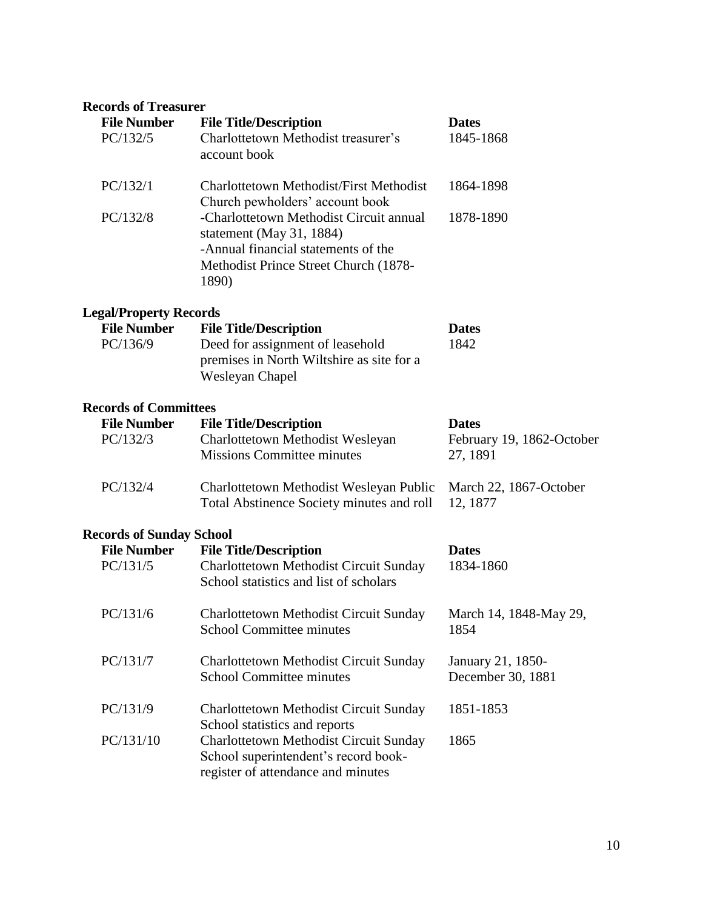**Records of Treasurer**

| File Number | File Title/Description | Dates |
|---|---|---|
| PC/132/5 | Charlottetown Methodist treasurer's account book | 1845-1868 |
| PC/132/1 | Charlottetown Methodist/First Methodist Church pewholders' account book | 1864-1898 |
| PC/132/8 | -Charlottetown Methodist Circuit annual statement (May 31, 1884)<br>-Annual financial statements of the Methodist Prince Street Church (1878-1890) | 1878-1890 |

**Legal/Property Records**

| File Number | File Title/Description | Dates |
|---|---|---|
| PC/136/9 | Deed for assignment of leasehold premises in North Wiltshire as site for a Wesleyan Chapel | 1842 |

**Records of Committees**

| File Number | File Title/Description | Dates |
|---|---|---|
| PC/132/3 | Charlottetown Methodist Wesleyan Missions Committee minutes | February 19, 1862-October 27, 1891 |
| PC/132/4 | Charlottetown Methodist Wesleyan Public Total Abstinence Society minutes and roll | March 22, 1867-October 12, 1877 |

**Records of Sunday School**

| File Number | File Title/Description | Dates |
|---|---|---|
| PC/131/5 | Charlottetown Methodist Circuit Sunday School statistics and list of scholars | 1834-1860 |
| PC/131/6 | Charlottetown Methodist Circuit Sunday School Committee minutes | March 14, 1848-May 29, 1854 |
| PC/131/7 | Charlottetown Methodist Circuit Sunday School Committee minutes | January 21, 1850-December 30, 1881 |
| PC/131/9 | Charlottetown Methodist Circuit Sunday School statistics and reports | 1851-1853 |
| PC/131/10 | Charlottetown Methodist Circuit Sunday School superintendent's record book-register of attendance and minutes | 1865 |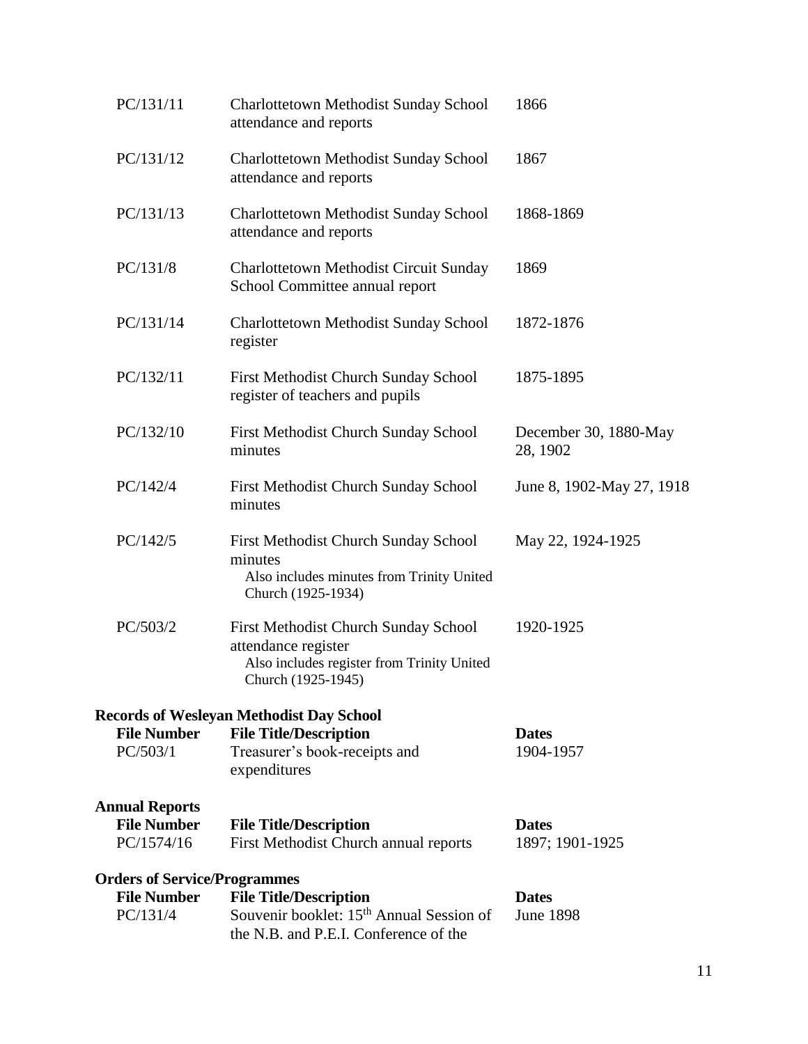| File Number | File Title/Description | Dates |
|---|---|---|
| PC/131/11 | Charlottetown Methodist Sunday School attendance and reports | 1866 |
| PC/131/12 | Charlottetown Methodist Sunday School attendance and reports | 1867 |
| PC/131/13 | Charlottetown Methodist Sunday School attendance and reports | 1868-1869 |
| PC/131/8 | Charlottetown Methodist Circuit Sunday School Committee annual report | 1869 |
| PC/131/14 | Charlottetown Methodist Sunday School register | 1872-1876 |
| PC/132/11 | First Methodist Church Sunday School register of teachers and pupils | 1875-1895 |
| PC/132/10 | First Methodist Church Sunday School minutes | December 30, 1880-May 28, 1902 |
| PC/142/4 | First Methodist Church Sunday School minutes | June 8, 1902-May 27, 1918 |
| PC/142/5 | First Methodist Church Sunday School minutes<br>Also includes minutes from Trinity United Church (1925-1934) | May 22, 1924-1925 |
| PC/503/2 | First Methodist Church Sunday School attendance register<br>Also includes register from Trinity United Church (1925-1945) | 1920-1925 |

**Records of Wesleyan Methodist Day School**

| File Number | File Title/Description | Dates |
|---|---|---|
| PC/503/1 | Treasurer's book-receipts and expenditures | 1904-1957 |

**Annual Reports**

| File Number | File Title/Description | Dates |
|---|---|---|
| PC/1574/16 | First Methodist Church annual reports | 1897; 1901-1925 |

**Orders of Service/Programmes**

| File Number | File Title/Description | Dates |
|---|---|---|
| PC/131/4 | Souvenir booklet: 15th Annual Session of the N.B. and P.E.I. Conference of the | June 1898 |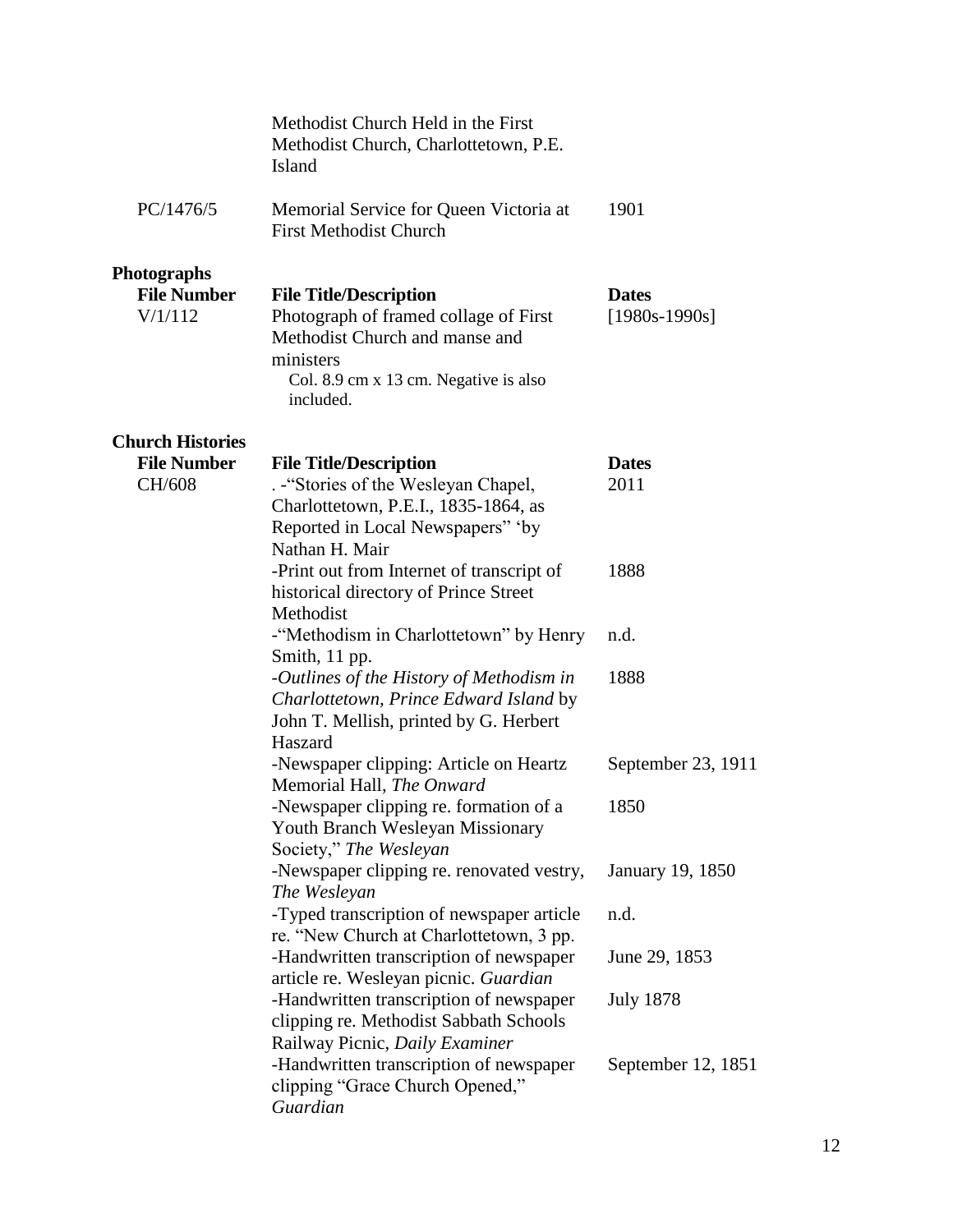| | | |
|---|---|---|
| | Methodist Church Held in the First Methodist Church, Charlottetown, P.E. Island | |
| PC/1476/5 | Memorial Service for Queen Victoria at First Methodist Church | 1901 |

**Photographs**

| File Number | File Title/Description | Dates |
|---|---|---|
| V/1/112 | Photograph of framed collage of First Methodist Church and manse and ministers<br>Col. 8.9 cm x 13 cm. Negative is also included. | [1980s-1990s] |

**Church Histories**

| File Number | File Title/Description | Dates |
|---|---|---|
| CH/608 | . -"Stories of the Wesleyan Chapel, Charlottetown, P.E.I., 1835-1864, as Reported in Local Newspapers" 'by Nathan H. Mair | 2011 |
| | -Print out from Internet of transcript of historical directory of Prince Street Methodist | 1888 |
| | -"Methodism in Charlottetown" by Henry Smith, 11 pp. | n.d. |
| | -*Outlines of the History of Methodism in Charlottetown, Prince Edward Island* by John T. Mellish, printed by G. Herbert Haszard | 1888 |
| | -Newspaper clipping: Article on Heartz Memorial Hall, *The Onward* | September 23, 1911 |
| | -Newspaper clipping re. formation of a Youth Branch Wesleyan Missionary Society," *The Wesleyan* | 1850 |
| | -Newspaper clipping re. renovated vestry, *The Wesleyan* | January 19, 1850 |
| | -Typed transcription of newspaper article re. "New Church at Charlottetown, 3 pp. | n.d. |
| | -Handwritten transcription of newspaper article re. Wesleyan picnic. *Guardian* | June 29, 1853 |
| | -Handwritten transcription of newspaper clipping re. Methodist Sabbath Schools Railway Picnic, *Daily Examiner* | July 1878 |
| | -Handwritten transcription of newspaper clipping "Grace Church Opened," *Guardian* | September 12, 1851 |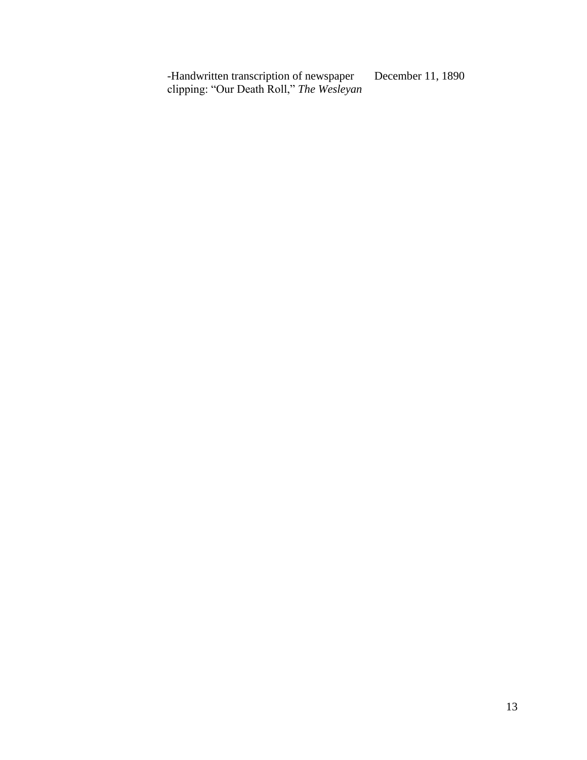| | |
|---|---|
| -Handwritten transcription of newspaper clipping: "Our Death Roll," *The Wesleyan* | December 11, 1890 |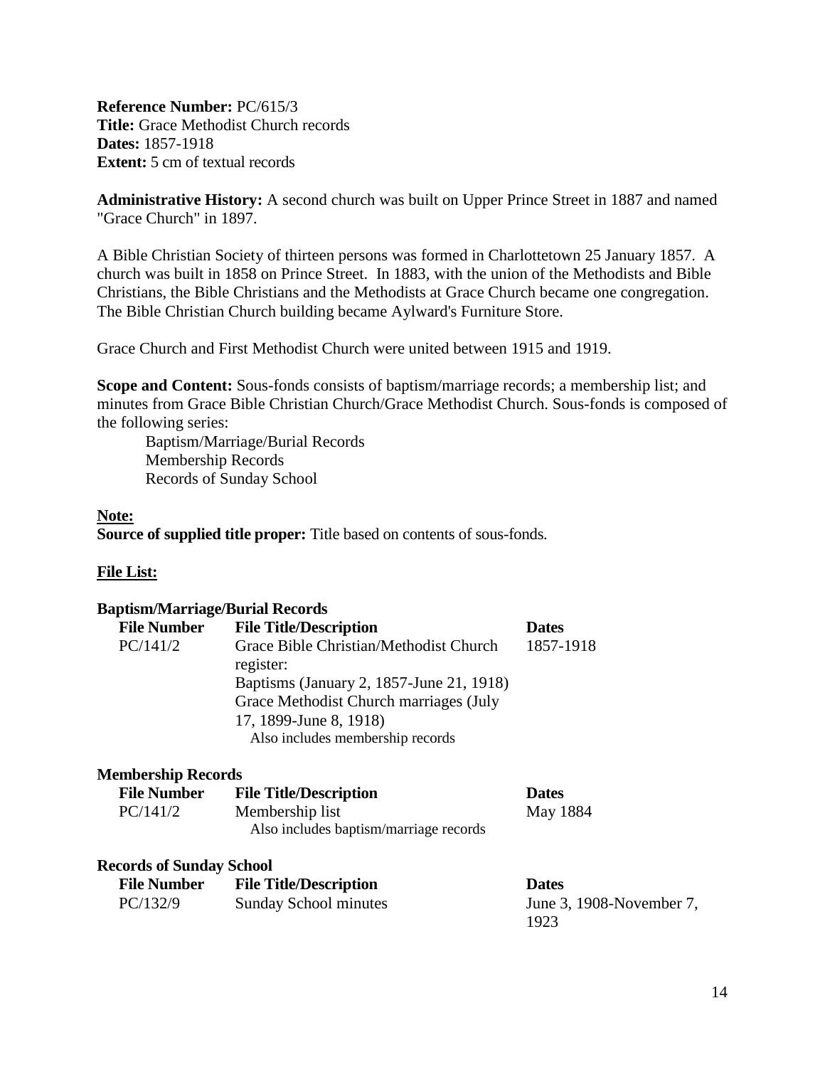**Reference Number:** PC/615/3
**Title:** Grace Methodist Church records
**Dates:** 1857-1918
**Extent:** 5 cm of textual records

**Administrative History:** A second church was built on Upper Prince Street in 1887 and named "Grace Church" in 1897.

A Bible Christian Society of thirteen persons was formed in Charlottetown 25 January 1857. A church was built in 1858 on Prince Street. In 1883, with the union of the Methodists and Bible Christians, the Bible Christians and the Methodists at Grace Church became one congregation. The Bible Christian Church building became Aylward's Furniture Store.

Grace Church and First Methodist Church were united between 1915 and 1919.

**Scope and Content:** Sous-fonds consists of baptism/marriage records; a membership list; and minutes from Grace Bible Christian Church/Grace Methodist Church. Sous-fonds is composed of the following series:

- Baptism/Marriage/Burial Records
- Membership Records
- Records of Sunday School

**Note:**
**Source of supplied title proper:** Title based on contents of sous-fonds.

**File List:**

**Baptism/Marriage/Burial Records**

| File Number | File Title/Description | Dates |
|---|---|---|
| PC/141/2 | Grace Bible Christian/Methodist Church register: Baptisms (January 2, 1857-June 21, 1918) Grace Methodist Church marriages (July 17, 1899-June 8, 1918) Also includes membership records | 1857-1918 |

**Membership Records**

| File Number | File Title/Description | Dates |
|---|---|---|
| PC/141/2 | Membership list Also includes baptism/marriage records | May 1884 |

**Records of Sunday School**

| File Number | File Title/Description | Dates |
|---|---|---|
| PC/132/9 | Sunday School minutes | June 3, 1908-November 7, 1923 |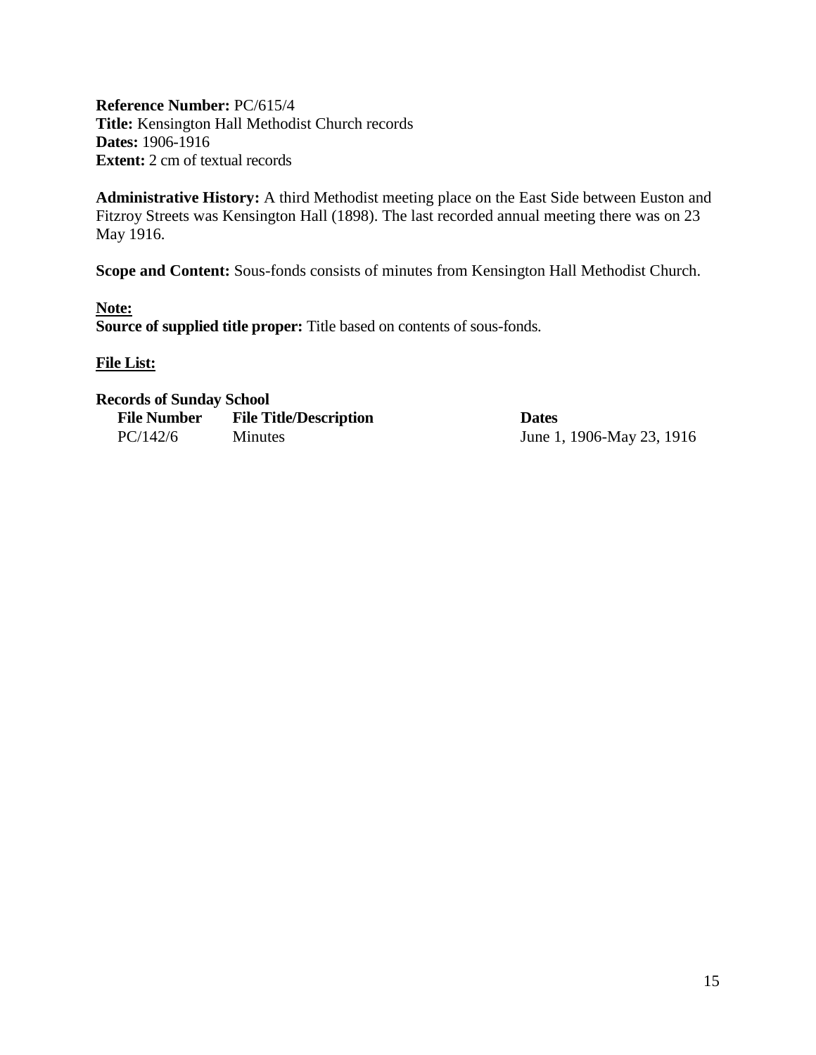**Reference Number:** PC/615/4
**Title:** Kensington Hall Methodist Church records
**Dates:** 1906-1916
**Extent:** 2 cm of textual records

**Administrative History:** A third Methodist meeting place on the East Side between Euston and Fitzroy Streets was Kensington Hall (1898). The last recorded annual meeting there was on 23 May 1916.

**Scope and Content:** Sous-fonds consists of minutes from Kensington Hall Methodist Church.

**Note:**
**Source of supplied title proper:** Title based on contents of sous-fonds.

**File List:**

**Records of Sunday School**

| File Number | File Title/Description | Dates |
|---|---|---|
| PC/142/6 | Minutes | June 1, 1906-May 23, 1916 |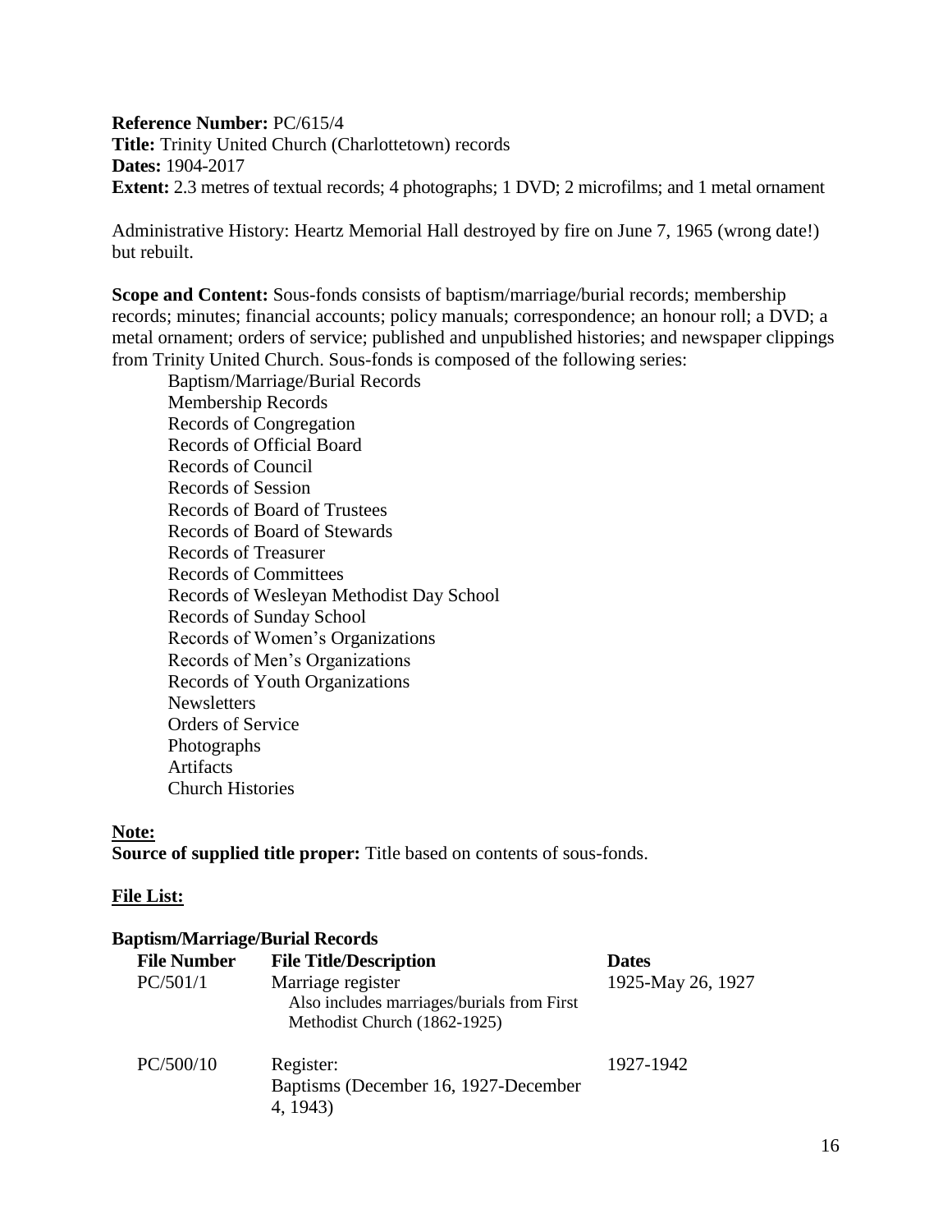**Reference Number:** PC/615/4
**Title:** Trinity United Church (Charlottetown) records
**Dates:** 1904-2017
**Extent:** 2.3 metres of textual records; 4 photographs; 1 DVD; 2 microfilms; and 1 metal ornament

Administrative History: Heartz Memorial Hall destroyed by fire on June 7, 1965 (wrong date!) but rebuilt.

**Scope and Content:** Sous-fonds consists of baptism/marriage/burial records; membership records; minutes; financial accounts; policy manuals; correspondence; an honour roll; a DVD; a metal ornament; orders of service; published and unpublished histories; and newspaper clippings from Trinity United Church. Sous-fonds is composed of the following series:

- Baptism/Marriage/Burial Records
- Membership Records
- Records of Congregation
- Records of Official Board
- Records of Council
- Records of Session
- Records of Board of Trustees
- Records of Board of Stewards
- Records of Treasurer
- Records of Committees
- Records of Wesleyan Methodist Day School
- Records of Sunday School
- Records of Women's Organizations
- Records of Men's Organizations
- Records of Youth Organizations
- Newsletters
- Orders of Service
- Photographs
- Artifacts
- Church Histories

**Note:**
**Source of supplied title proper:** Title based on contents of sous-fonds.

**File List:**

**Baptism/Marriage/Burial Records**

| File Number | File Title/Description | Dates |
|---|---|---|
| PC/501/1 | Marriage register<br>Also includes marriages/burials from First Methodist Church (1862-1925) | 1925-May 26, 1927 |
| PC/500/10 | Register:<br>Baptisms (December 16, 1927-December 4, 1943) | 1927-1942 |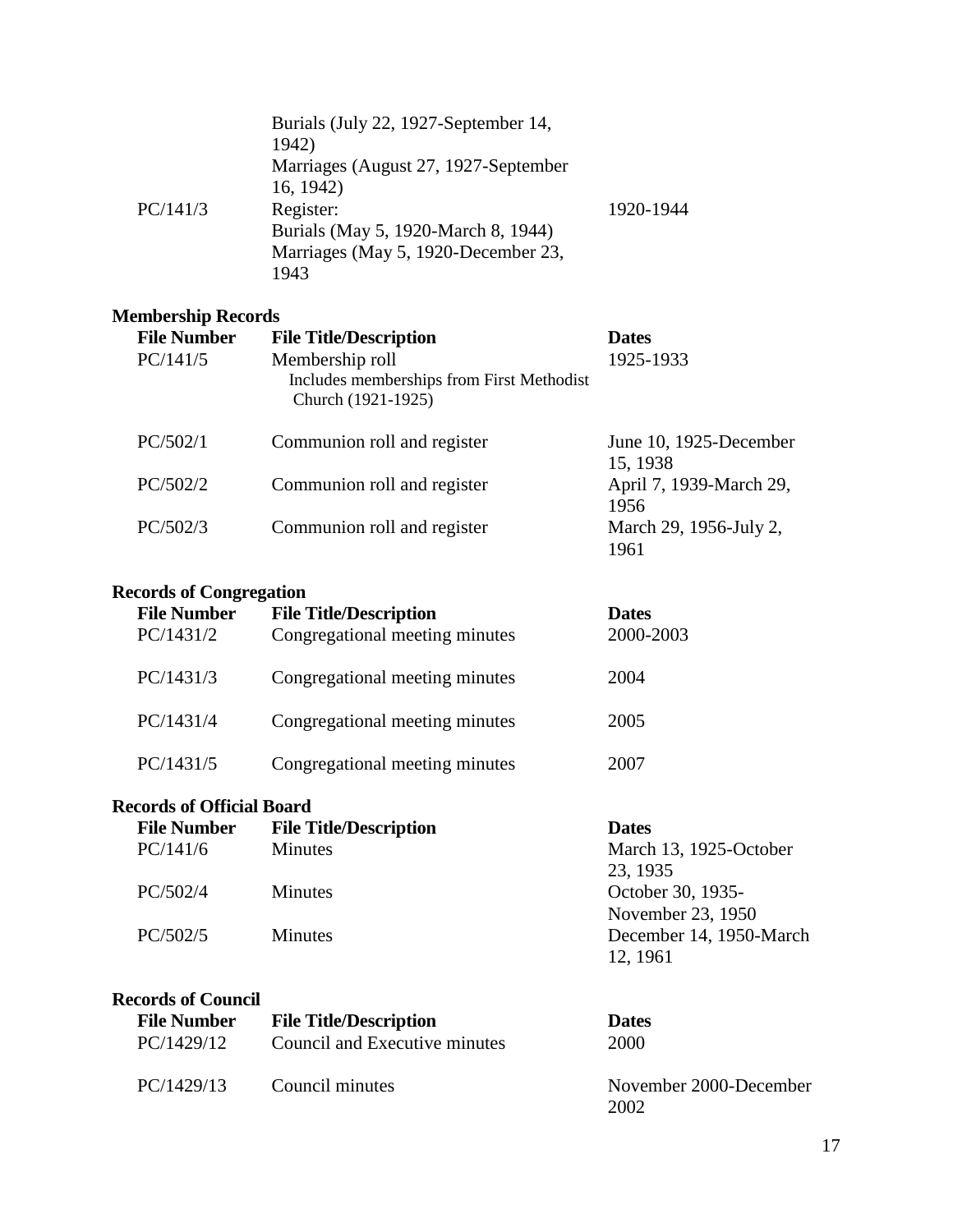| | | |
|---|---|---|
| | Burials (July 22, 1927-September 14, 1942)<br>Marriages (August 27, 1927-September 16, 1942) | |
| PC/141/3 | Register:<br>Burials (May 5, 1920-March 8, 1944)<br>Marriages (May 5, 1920-December 23, 1943 | 1920-1944 |

**Membership Records**

| File Number | File Title/Description | Dates |
|---|---|---|
| PC/141/5 | Membership roll<br>Includes memberships from First Methodist Church (1921-1925) | 1925-1933 |
| PC/502/1 | Communion roll and register | June 10, 1925-December 15, 1938 |
| PC/502/2 | Communion roll and register | April 7, 1939-March 29, 1956 |
| PC/502/3 | Communion roll and register | March 29, 1956-July 2, 1961 |

**Records of Congregation**

| File Number | File Title/Description | Dates |
|---|---|---|
| PC/1431/2 | Congregational meeting minutes | 2000-2003 |
| PC/1431/3 | Congregational meeting minutes | 2004 |
| PC/1431/4 | Congregational meeting minutes | 2005 |
| PC/1431/5 | Congregational meeting minutes | 2007 |

**Records of Official Board**

| File Number | File Title/Description | Dates |
|---|---|---|
| PC/141/6 | Minutes | March 13, 1925-October 23, 1935 |
| PC/502/4 | Minutes | October 30, 1935-November 23, 1950 |
| PC/502/5 | Minutes | December 14, 1950-March 12, 1961 |

**Records of Council**

| File Number | File Title/Description | Dates |
|---|---|---|
| PC/1429/12 | Council and Executive minutes | 2000 |
| PC/1429/13 | Council minutes | November 2000-December 2002 |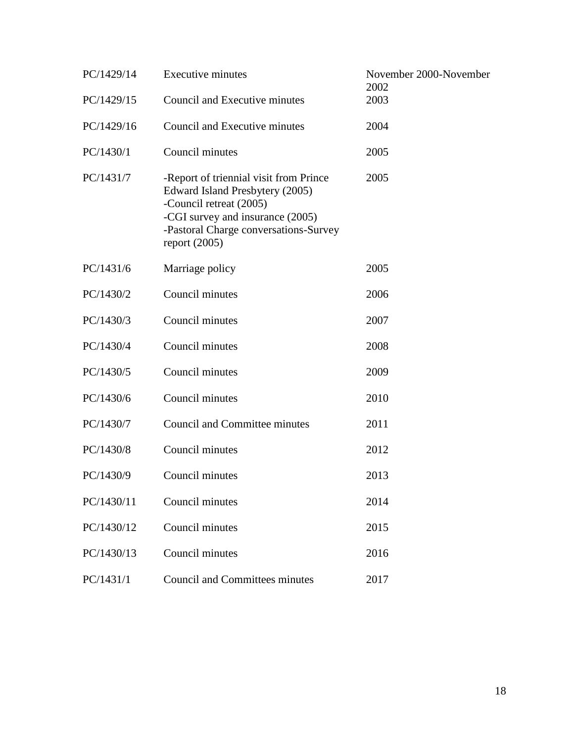| | | |
|---|---|---|
| PC/1429/14 | Executive minutes | November 2000-November 2002 |
| PC/1429/15 | Council and Executive minutes | 2003 |
| PC/1429/16 | Council and Executive minutes | 2004 |
| PC/1430/1 | Council minutes | 2005 |
| PC/1431/7 | -Report of triennial visit from Prince Edward Island Presbytery (2005)<br>-Council retreat (2005)<br>-CGI survey and insurance (2005)<br>-Pastoral Charge conversations-Survey report (2005) | 2005 |
| PC/1431/6 | Marriage policy | 2005 |
| PC/1430/2 | Council minutes | 2006 |
| PC/1430/3 | Council minutes | 2007 |
| PC/1430/4 | Council minutes | 2008 |
| PC/1430/5 | Council minutes | 2009 |
| PC/1430/6 | Council minutes | 2010 |
| PC/1430/7 | Council and Committee minutes | 2011 |
| PC/1430/8 | Council minutes | 2012 |
| PC/1430/9 | Council minutes | 2013 |
| PC/1430/11 | Council minutes | 2014 |
| PC/1430/12 | Council minutes | 2015 |
| PC/1430/13 | Council minutes | 2016 |
| PC/1431/1 | Council and Committees minutes | 2017 |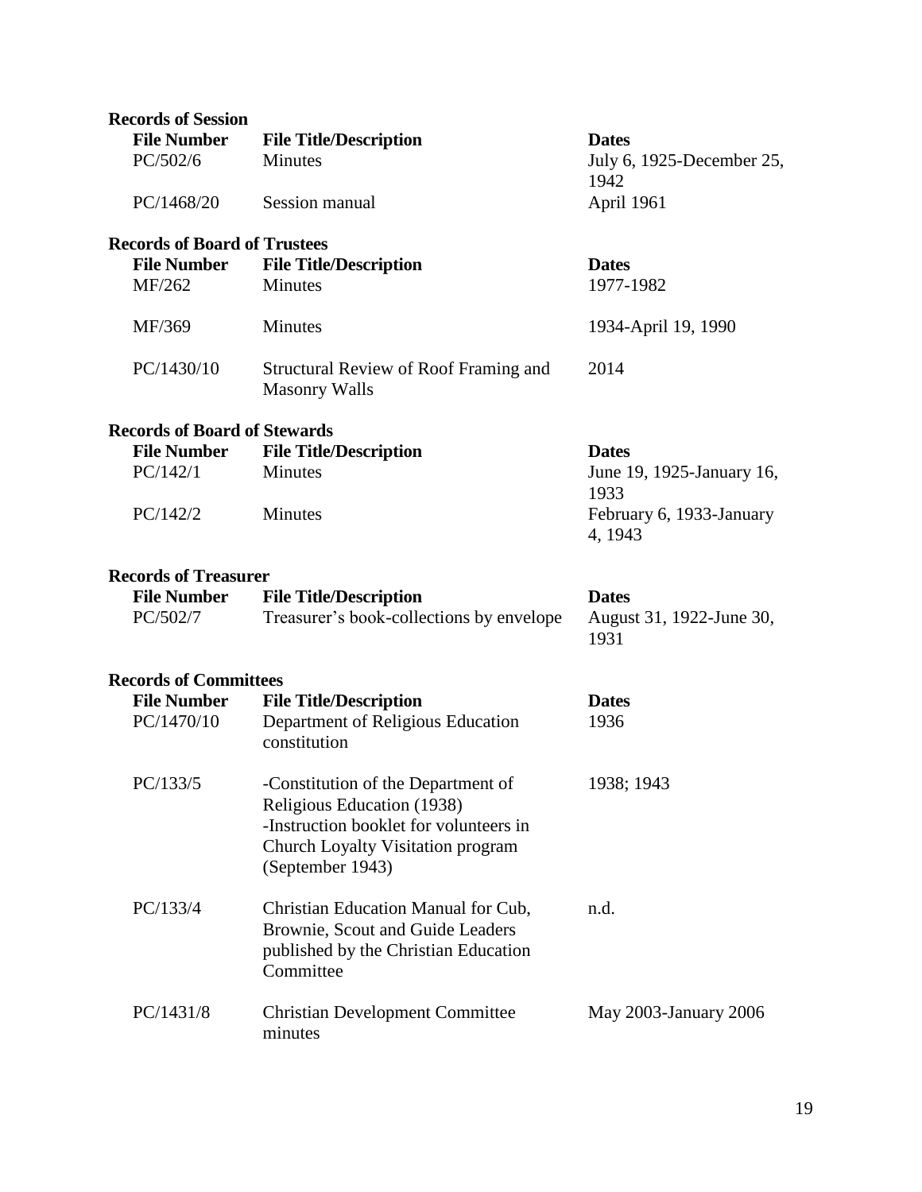**Records of Session**

| File Number | File Title/Description | Dates |
|---|---|---|
| PC/502/6 | Minutes | July 6, 1925-December 25, 1942 |
| PC/1468/20 | Session manual | April 1961 |

**Records of Board of Trustees**

| File Number | File Title/Description | Dates |
|---|---|---|
| MF/262 | Minutes | 1977-1982 |
| MF/369 | Minutes | 1934-April 19, 1990 |
| PC/1430/10 | Structural Review of Roof Framing and Masonry Walls | 2014 |

**Records of Board of Stewards**

| File Number | File Title/Description | Dates |
|---|---|---|
| PC/142/1 | Minutes | June 19, 1925-January 16, 1933 |
| PC/142/2 | Minutes | February 6, 1933-January 4, 1943 |

**Records of Treasurer**

| File Number | File Title/Description | Dates |
|---|---|---|
| PC/502/7 | Treasurer's book-collections by envelope | August 31, 1922-June 30, 1931 |

**Records of Committees**

| File Number | File Title/Description | Dates |
|---|---|---|
| PC/1470/10 | Department of Religious Education constitution | 1936 |
| PC/133/5 | -Constitution of the Department of Religious Education (1938)<br>-Instruction booklet for volunteers in Church Loyalty Visitation program (September 1943) | 1938; 1943 |
| PC/133/4 | Christian Education Manual for Cub, Brownie, Scout and Guide Leaders published by the Christian Education Committee | n.d. |
| PC/1431/8 | Christian Development Committee minutes | May 2003-January 2006 |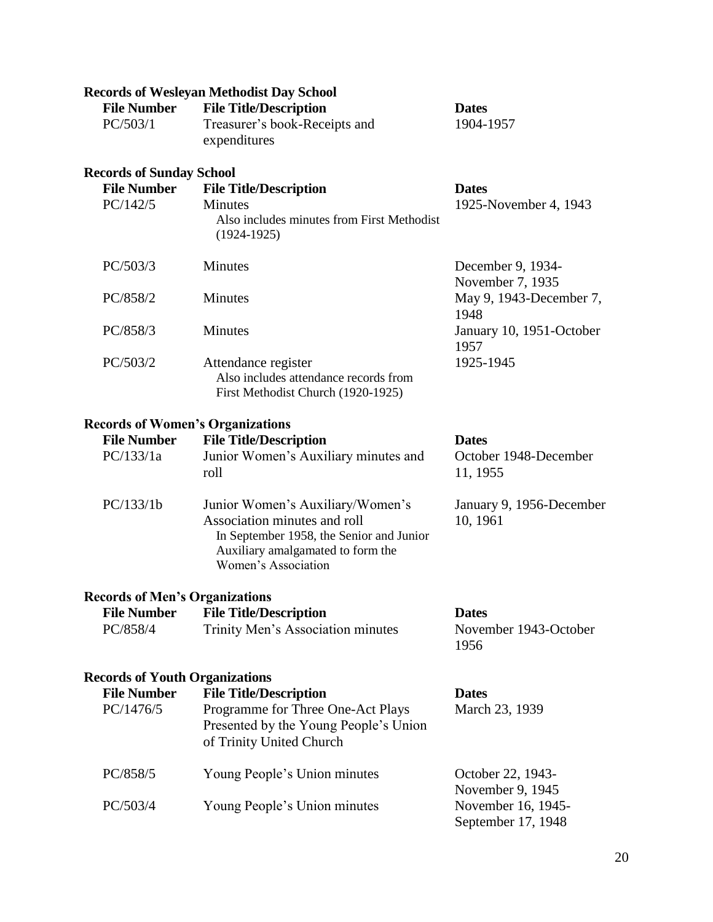### Records of Wesleyan Methodist Day School

| File Number | File Title/Description | Dates |
|---|---|---|
| PC/503/1 | Treasurer's book-Receipts and expenditures | 1904-1957 |

### Records of Sunday School

| File Number | File Title/Description | Dates |
|---|---|---|
| PC/142/5 | Minutes<br>Also includes minutes from First Methodist (1924-1925) | 1925-November 4, 1943 |
| PC/503/3 | Minutes | December 9, 1934-November 7, 1935 |
| PC/858/2 | Minutes | May 9, 1943-December 7, 1948 |
| PC/858/3 | Minutes | January 10, 1951-October 1957 |
| PC/503/2 | Attendance register<br>Also includes attendance records from First Methodist Church (1920-1925) | 1925-1945 |

### Records of Women's Organizations

| File Number | File Title/Description | Dates |
|---|---|---|
| PC/133/1a | Junior Women's Auxiliary minutes and roll | October 1948-December 11, 1955 |
| PC/133/1b | Junior Women's Auxiliary/Women's Association minutes and roll<br>In September 1958, the Senior and Junior Auxiliary amalgamated to form the Women's Association | January 9, 1956-December 10, 1961 |

### Records of Men's Organizations

| File Number | File Title/Description | Dates |
|---|---|---|
| PC/858/4 | Trinity Men's Association minutes | November 1943-October 1956 |

### Records of Youth Organizations

| File Number | File Title/Description | Dates |
|---|---|---|
| PC/1476/5 | Programme for Three One-Act Plays Presented by the Young People's Union of Trinity United Church | March 23, 1939 |
| PC/858/5 | Young People's Union minutes | October 22, 1943-November 9, 1945 |
| PC/503/4 | Young People's Union minutes | November 16, 1945-September 17, 1948 |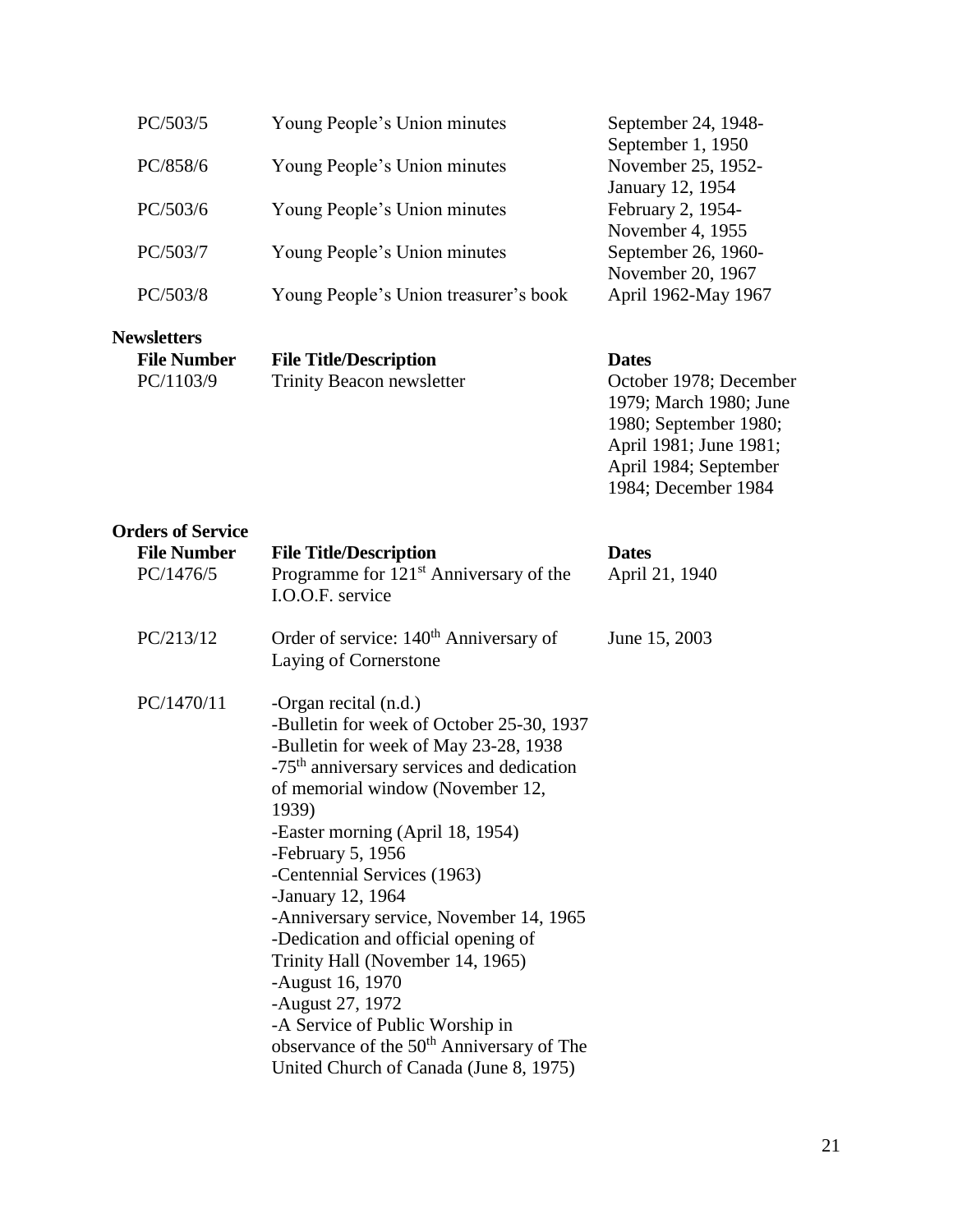| | | |
|---|---|---|
| PC/503/5 | Young People's Union minutes | September 24, 1948-September 1, 1950 |
| PC/858/6 | Young People's Union minutes | November 25, 1952-January 12, 1954 |
| PC/503/6 | Young People's Union minutes | February 2, 1954-November 4, 1955 |
| PC/503/7 | Young People's Union minutes | September 26, 1960-November 20, 1967 |
| PC/503/8 | Young People's Union treasurer's book | April 1962-May 1967 |

**Newsletters**

| File Number | File Title/Description | Dates |
|---|---|---|
| PC/1103/9 | Trinity Beacon newsletter | October 1978; December 1979; March 1980; June 1980; September 1980; April 1981; June 1981; April 1984; September 1984; December 1984 |

**Orders of Service**

| File Number | File Title/Description | Dates |
|---|---|---|
| PC/1476/5 | Programme for 121st Anniversary of the I.O.O.F. service | April 21, 1940 |
| PC/213/12 | Order of service: 140th Anniversary of Laying of Cornerstone | June 15, 2003 |
| PC/1470/11 | -Organ recital (n.d.)<br>-Bulletin for week of October 25-30, 1937<br>-Bulletin for week of May 23-28, 1938<br>-75th anniversary services and dedication of memorial window (November 12, 1939)<br>-Easter morning (April 18, 1954)<br>-February 5, 1956<br>-Centennial Services (1963)<br>-January 12, 1964<br>-Anniversary service, November 14, 1965<br>-Dedication and official opening of Trinity Hall (November 14, 1965)<br>-August 16, 1970<br>-August 27, 1972<br>-A Service of Public Worship in observance of the 50th Anniversary of The United Church of Canada (June 8, 1975) | |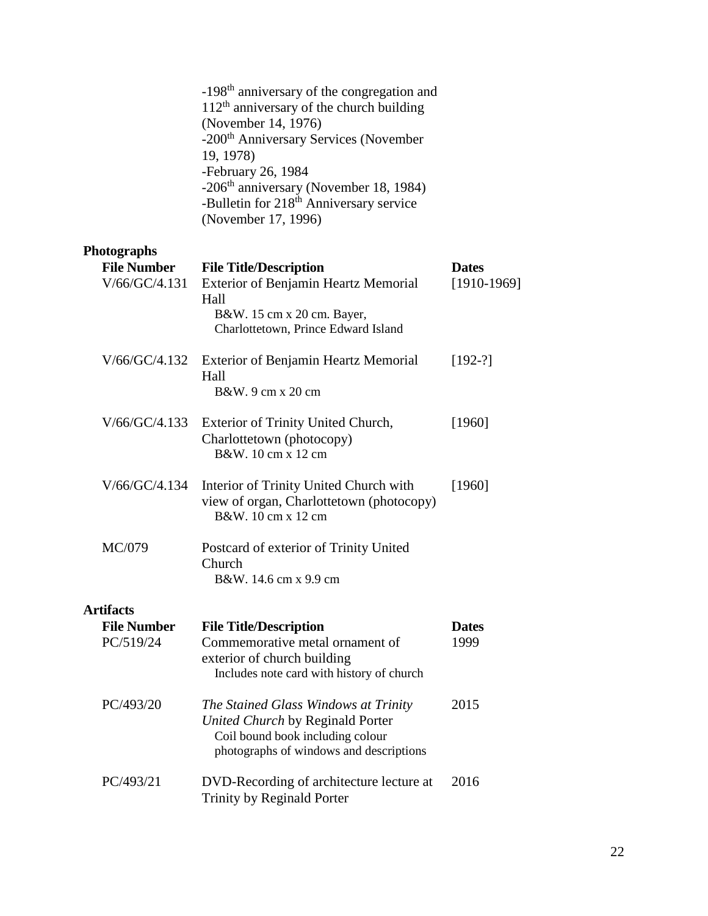-198th anniversary of the congregation and 112th anniversary of the church building (November 14, 1976)
-200th Anniversary Services (November 19, 1978)
-February 26, 1984
-206th anniversary (November 18, 1984)
-Bulletin for 218th Anniversary service (November 17, 1996)

**Photographs**

| File Number | File Title/Description | Dates |
|---|---|---|
| V/66/GC/4.131 | Exterior of Benjamin Heartz Memorial Hall<br>B&W. 15 cm x 20 cm. Bayer, Charlottetown, Prince Edward Island | [1910-1969] |
| V/66/GC/4.132 | Exterior of Benjamin Heartz Memorial Hall<br>B&W. 9 cm x 20 cm | [192-?] |
| V/66/GC/4.133 | Exterior of Trinity United Church, Charlottetown (photocopy)<br>B&W. 10 cm x 12 cm | [1960] |
| V/66/GC/4.134 | Interior of Trinity United Church with view of organ, Charlottetown (photocopy)<br>B&W. 10 cm x 12 cm | [1960] |
| MC/079 | Postcard of exterior of Trinity United Church<br>B&W. 14.6 cm x 9.9 cm | |

**Artifacts**

| File Number | File Title/Description | Dates |
|---|---|---|
| PC/519/24 | Commemorative metal ornament of exterior of church building<br>Includes note card with history of church | 1999 |
| PC/493/20 | *The Stained Glass Windows at Trinity United Church* by Reginald Porter<br>Coil bound book including colour photographs of windows and descriptions | 2015 |
| PC/493/21 | DVD-Recording of architecture lecture at Trinity by Reginald Porter | 2016 |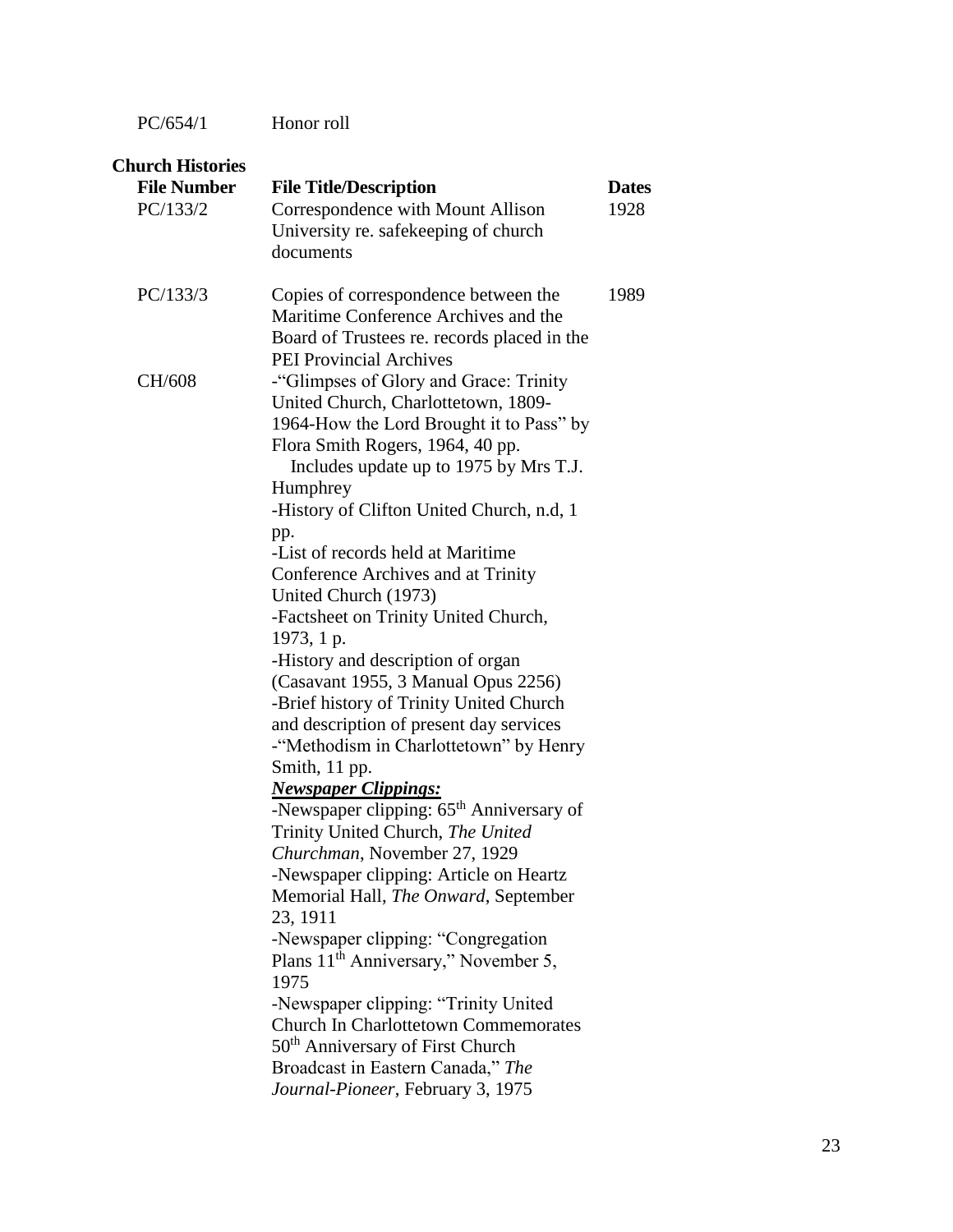| | | |
|---|---|---|
| PC/654/1 | Honor roll | |

**Church Histories**

| File Number | File Title/Description | Dates |
|---|---|---|
| PC/133/2 | Correspondence with Mount Allison University re. safekeeping of church documents | 1928 |
| PC/133/3 | Copies of correspondence between the Maritime Conference Archives and the Board of Trustees re. records placed in the PEI Provincial Archives | 1989 |
| CH/608 | -"Glimpses of Glory and Grace: Trinity United Church, Charlottetown, 1809-1964-How the Lord Brought it to Pass" by Flora Smith Rogers, 1964, 40 pp.<br>Includes update up to 1975 by Mrs T.J. Humphrey<br>-History of Clifton United Church, n.d, 1 pp.<br>-List of records held at Maritime Conference Archives and at Trinity United Church (1973)<br>-Factsheet on Trinity United Church, 1973, 1 p.<br>-History and description of organ (Casavant 1955, 3 Manual Opus 2256)<br>-Brief history of Trinity United Church and description of present day services<br>-"Methodism in Charlottetown" by Henry Smith, 11 pp.<br>***Newspaper Clippings:***<br>-Newspaper clipping: 65th Anniversary of Trinity United Church, *The United Churchman*, November 27, 1929<br>-Newspaper clipping: Article on Heartz Memorial Hall, *The Onward*, September 23, 1911<br>-Newspaper clipping: "Congregation Plans 11th Anniversary," November 5, 1975<br>-Newspaper clipping: "Trinity United Church In Charlottetown Commemorates 50th Anniversary of First Church Broadcast in Eastern Canada," *The Journal-Pioneer*, February 3, 1975 | |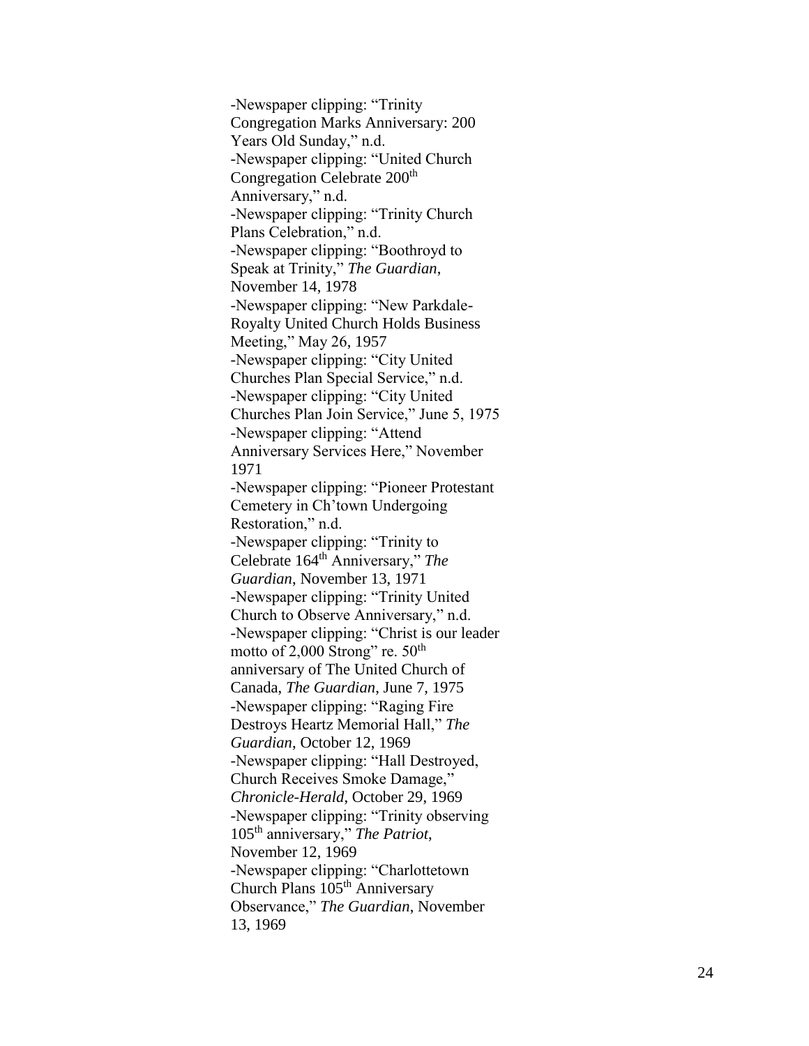-Newspaper clipping: "Trinity Congregation Marks Anniversary: 200 Years Old Sunday," n.d.
-Newspaper clipping: "United Church Congregation Celebrate 200th Anniversary," n.d.
-Newspaper clipping: "Trinity Church Plans Celebration," n.d.
-Newspaper clipping: "Boothroyd to Speak at Trinity," *The Guardian*, November 14, 1978
-Newspaper clipping: "New Parkdale-Royalty United Church Holds Business Meeting," May 26, 1957
-Newspaper clipping: "City United Churches Plan Special Service," n.d.
-Newspaper clipping: "City United Churches Plan Join Service," June 5, 1975
-Newspaper clipping: "Attend Anniversary Services Here," November 1971
-Newspaper clipping: "Pioneer Protestant Cemetery in Ch'town Undergoing Restoration," n.d.
-Newspaper clipping: "Trinity to Celebrate 164th Anniversary," *The Guardian*, November 13, 1971
-Newspaper clipping: "Trinity United Church to Observe Anniversary," n.d.
-Newspaper clipping: "Christ is our leader motto of 2,000 Strong" re. 50th anniversary of The United Church of Canada, *The Guardian*, June 7, 1975
-Newspaper clipping: "Raging Fire Destroys Heartz Memorial Hall," *The Guardian*, October 12, 1969
-Newspaper clipping: "Hall Destroyed, Church Receives Smoke Damage," *Chronicle-Herald*, October 29, 1969
-Newspaper clipping: "Trinity observing 105th anniversary," *The Patriot*, November 12, 1969
-Newspaper clipping: "Charlottetown Church Plans 105th Anniversary Observance," *The Guardian*, November 13, 1969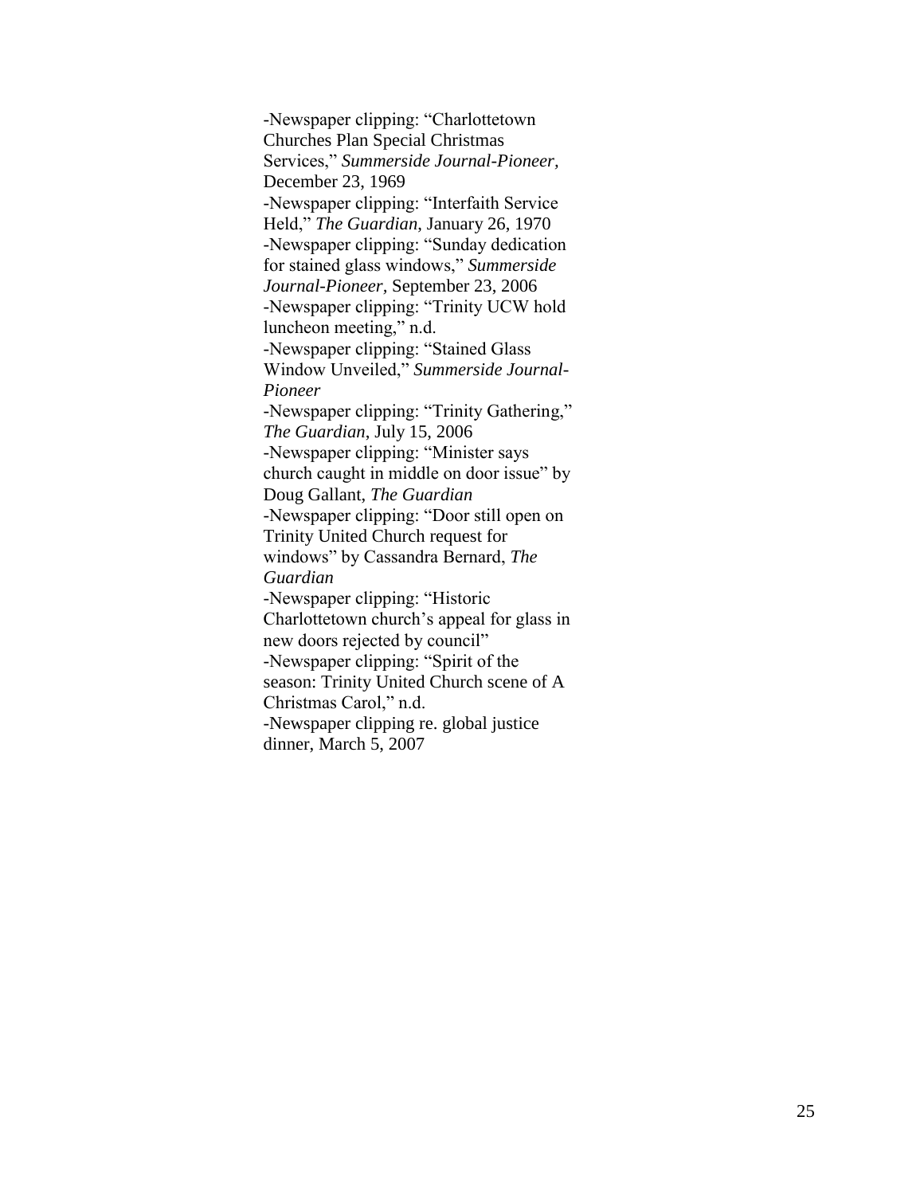-Newspaper clipping: “Charlottetown Churches Plan Special Christmas Services,” *Summerside Journal-Pioneer*, December 23, 1969

-Newspaper clipping: “Interfaith Service Held,” *The Guardian*, January 26, 1970

-Newspaper clipping: “Sunday dedication for stained glass windows,” *Summerside Journal-Pioneer,* September 23, 2006

-Newspaper clipping: “Trinity UCW hold luncheon meeting,” n.d.

-Newspaper clipping: “Stained Glass Window Unveiled,” *Summerside Journal-Pioneer*

-Newspaper clipping: “Trinity Gathering,” *The Guardian*, July 15, 2006

-Newspaper clipping: “Minister says church caught in middle on door issue” by Doug Gallant, *The Guardian*

-Newspaper clipping: “Door still open on Trinity United Church request for windows” by Cassandra Bernard, *The Guardian*

-Newspaper clipping: “Historic Charlottetown church’s appeal for glass in new doors rejected by council”

-Newspaper clipping: “Spirit of the season: Trinity United Church scene of A Christmas Carol,” n.d.

-Newspaper clipping re. global justice dinner, March 5, 2007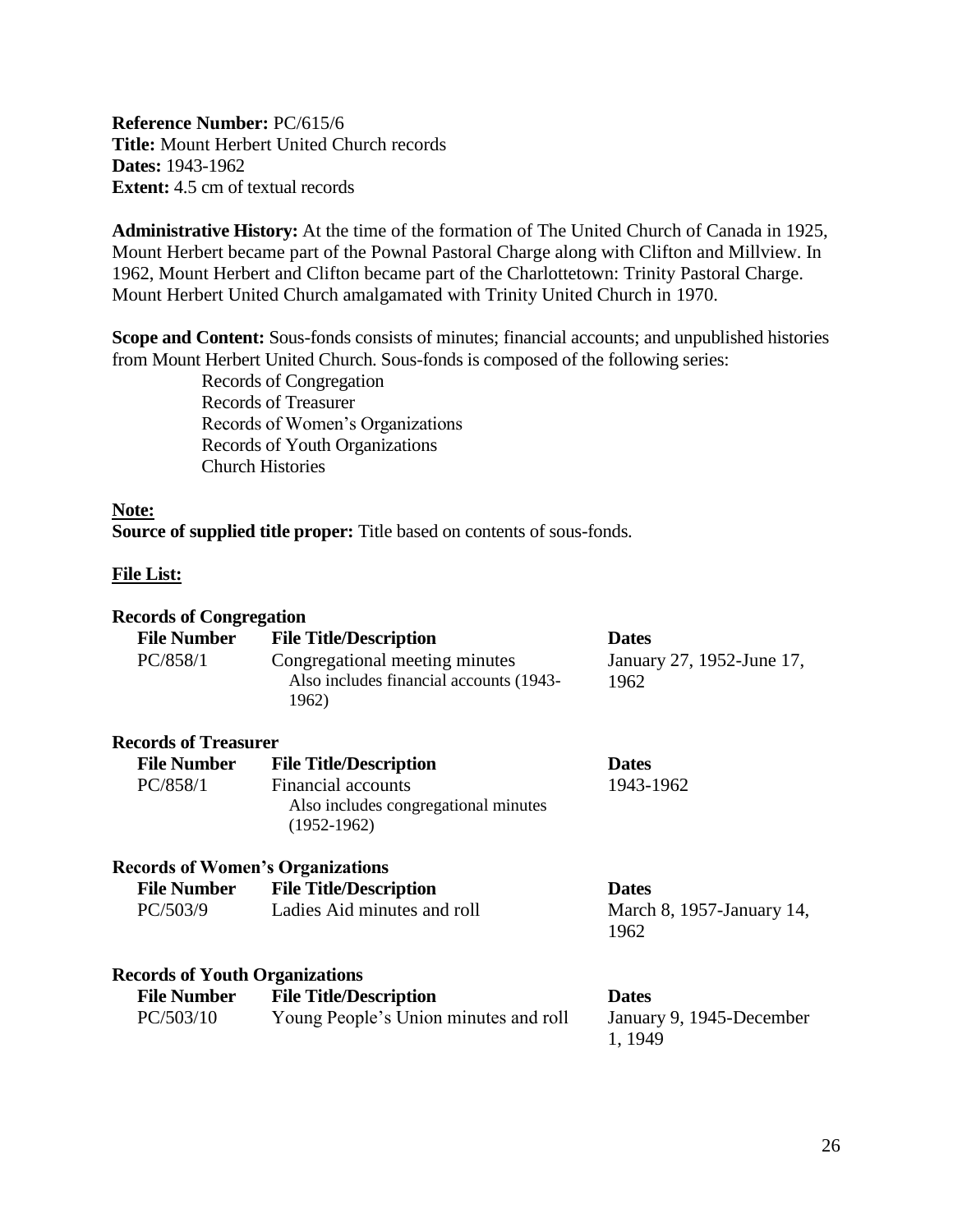**Reference Number:** PC/615/6
**Title:** Mount Herbert United Church records
**Dates:** 1943-1962
**Extent:** 4.5 cm of textual records

**Administrative History:** At the time of the formation of The United Church of Canada in 1925, Mount Herbert became part of the Pownal Pastoral Charge along with Clifton and Millview. In 1962, Mount Herbert and Clifton became part of the Charlottetown: Trinity Pastoral Charge. Mount Herbert United Church amalgamated with Trinity United Church in 1970.

**Scope and Content:** Sous-fonds consists of minutes; financial accounts; and unpublished histories from Mount Herbert United Church. Sous-fonds is composed of the following series:

- Records of Congregation
- Records of Treasurer
- Records of Women's Organizations
- Records of Youth Organizations
- Church Histories

**Note:**

**Source of supplied title proper:** Title based on contents of sous-fonds.

**File List:**

**Records of Congregation**

| File Number | File Title/Description | Dates |
|---|---|---|
| PC/858/1 | Congregational meeting minutes<br>Also includes financial accounts (1943-1962) | January 27, 1952-June 17, 1962 |

**Records of Treasurer**

| File Number | File Title/Description | Dates |
|---|---|---|
| PC/858/1 | Financial accounts<br>Also includes congregational minutes (1952-1962) | 1943-1962 |

**Records of Women's Organizations**

| File Number | File Title/Description | Dates |
|---|---|---|
| PC/503/9 | Ladies Aid minutes and roll | March 8, 1957-January 14, 1962 |

**Records of Youth Organizations**

| File Number | File Title/Description | Dates |
|---|---|---|
| PC/503/10 | Young People's Union minutes and roll | January 9, 1945-December 1, 1949 |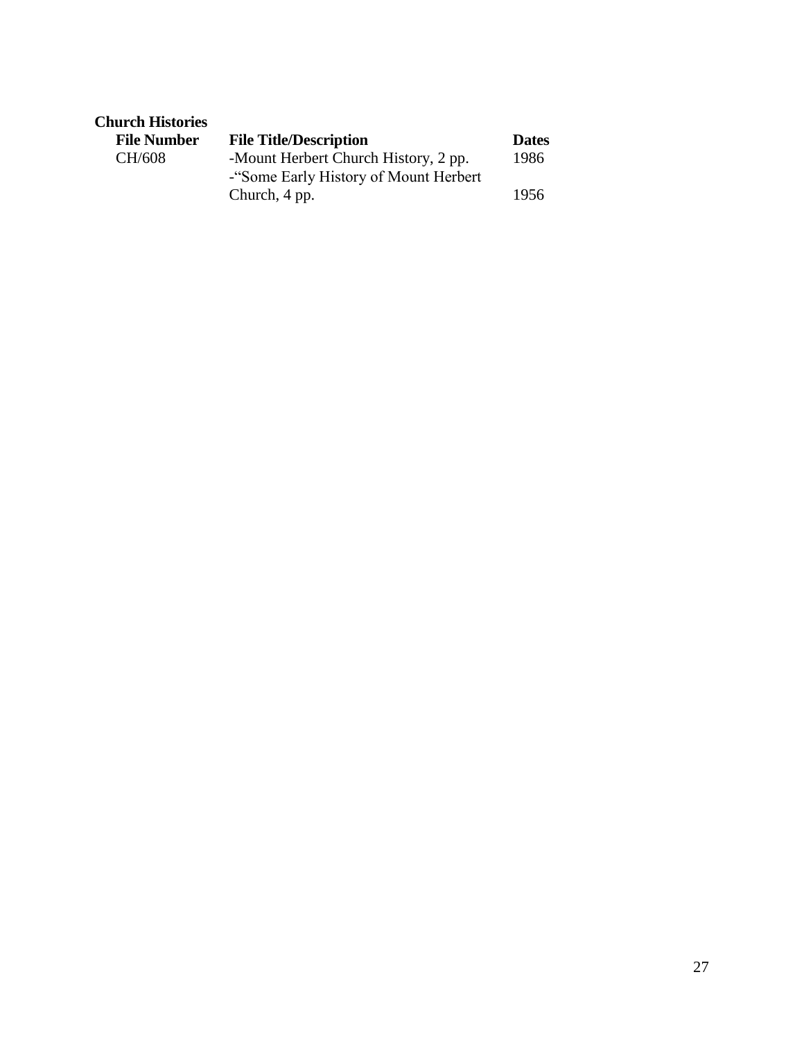**Church Histories**

| File Number | File Title/Description | Dates |
| --- | --- | --- |
| CH/608 | -Mount Herbert Church History, 2 pp. | 1986 |
| | -"Some Early History of Mount Herbert Church, 4 pp. | 1956 |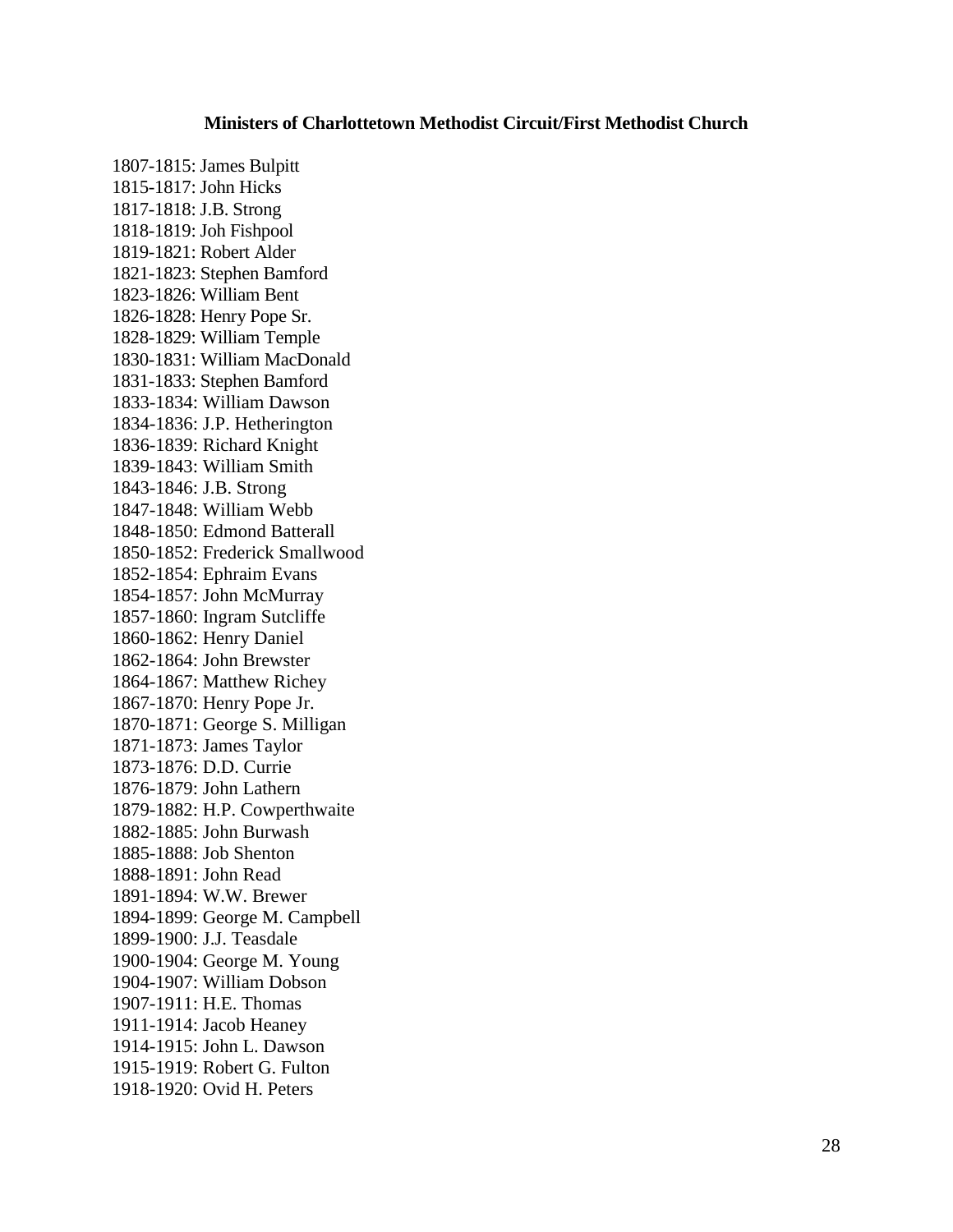**Ministers of Charlottetown Methodist Circuit/First Methodist Church**

1807-1815: James Bulpitt
1815-1817: John Hicks
1817-1818: J.B. Strong
1818-1819: Joh Fishpool
1819-1821: Robert Alder
1821-1823: Stephen Bamford
1823-1826: William Bent
1826-1828: Henry Pope Sr.
1828-1829: William Temple
1830-1831: William MacDonald
1831-1833: Stephen Bamford
1833-1834: William Dawson
1834-1836: J.P. Hetherington
1836-1839: Richard Knight
1839-1843: William Smith
1843-1846: J.B. Strong
1847-1848: William Webb
1848-1850: Edmond Batterall
1850-1852: Frederick Smallwood
1852-1854: Ephraim Evans
1854-1857: John McMurray
1857-1860: Ingram Sutcliffe
1860-1862: Henry Daniel
1862-1864: John Brewster
1864-1867: Matthew Richey
1867-1870: Henry Pope Jr.
1870-1871: George S. Milligan
1871-1873: James Taylor
1873-1876: D.D. Currie
1876-1879: John Lathern
1879-1882: H.P. Cowperthwaite
1882-1885: John Burwash
1885-1888: Job Shenton
1888-1891: John Read
1891-1894: W.W. Brewer
1894-1899: George M. Campbell
1899-1900: J.J. Teasdale
1900-1904: George M. Young
1904-1907: William Dobson
1907-1911: H.E. Thomas
1911-1914: Jacob Heaney
1914-1915: John L. Dawson
1915-1919: Robert G. Fulton
1918-1920: Ovid H. Peters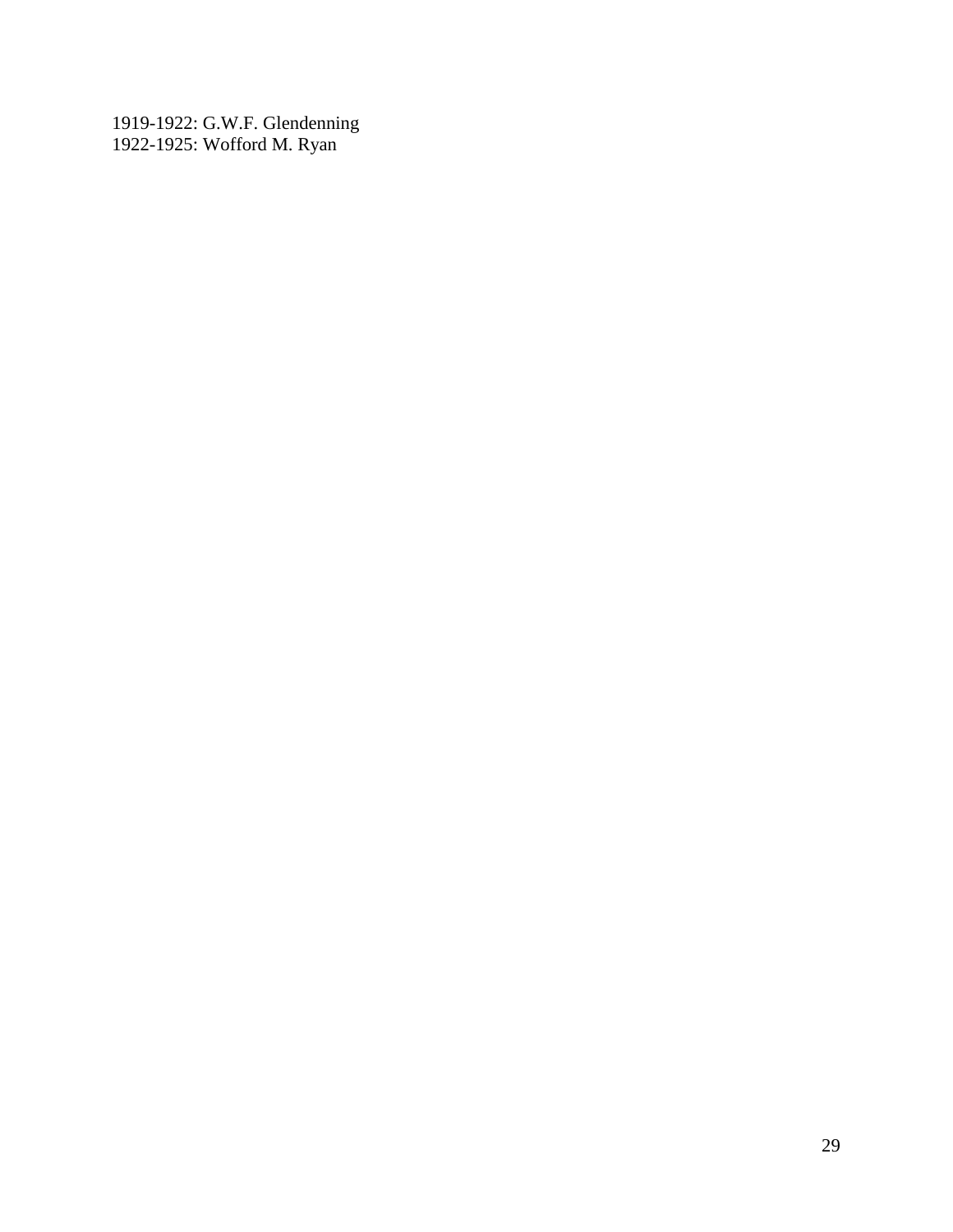1919-1922: G.W.F. Glendenning
1922-1925: Wofford M. Ryan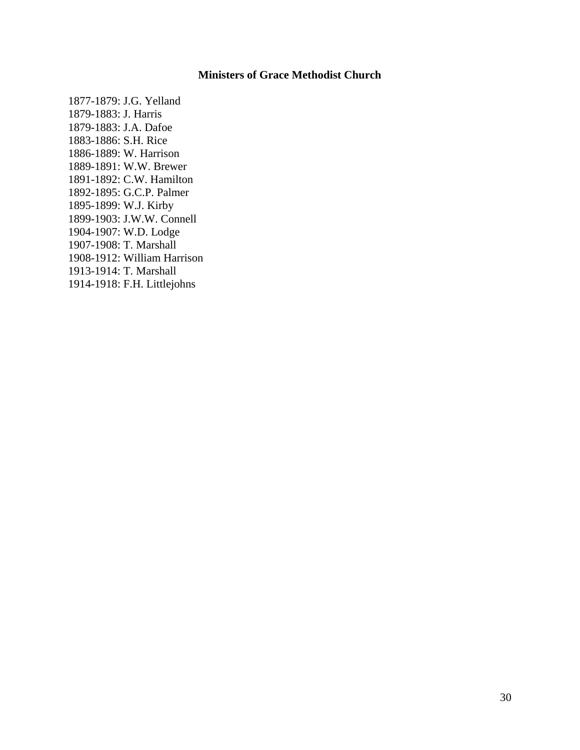## Ministers of Grace Methodist Church

1877-1879: J.G. Yelland  
1879-1883: J. Harris  
1879-1883: J.A. Dafoe  
1883-1886: S.H. Rice  
1886-1889: W. Harrison  
1889-1891: W.W. Brewer  
1891-1892: C.W. Hamilton  
1892-1895: G.C.P. Palmer  
1895-1899: W.J. Kirby  
1899-1903: J.W.W. Connell  
1904-1907: W.D. Lodge  
1907-1908: T. Marshall  
1908-1912: William Harrison  
1913-1914: T. Marshall  
1914-1918: F.H. Littlejohns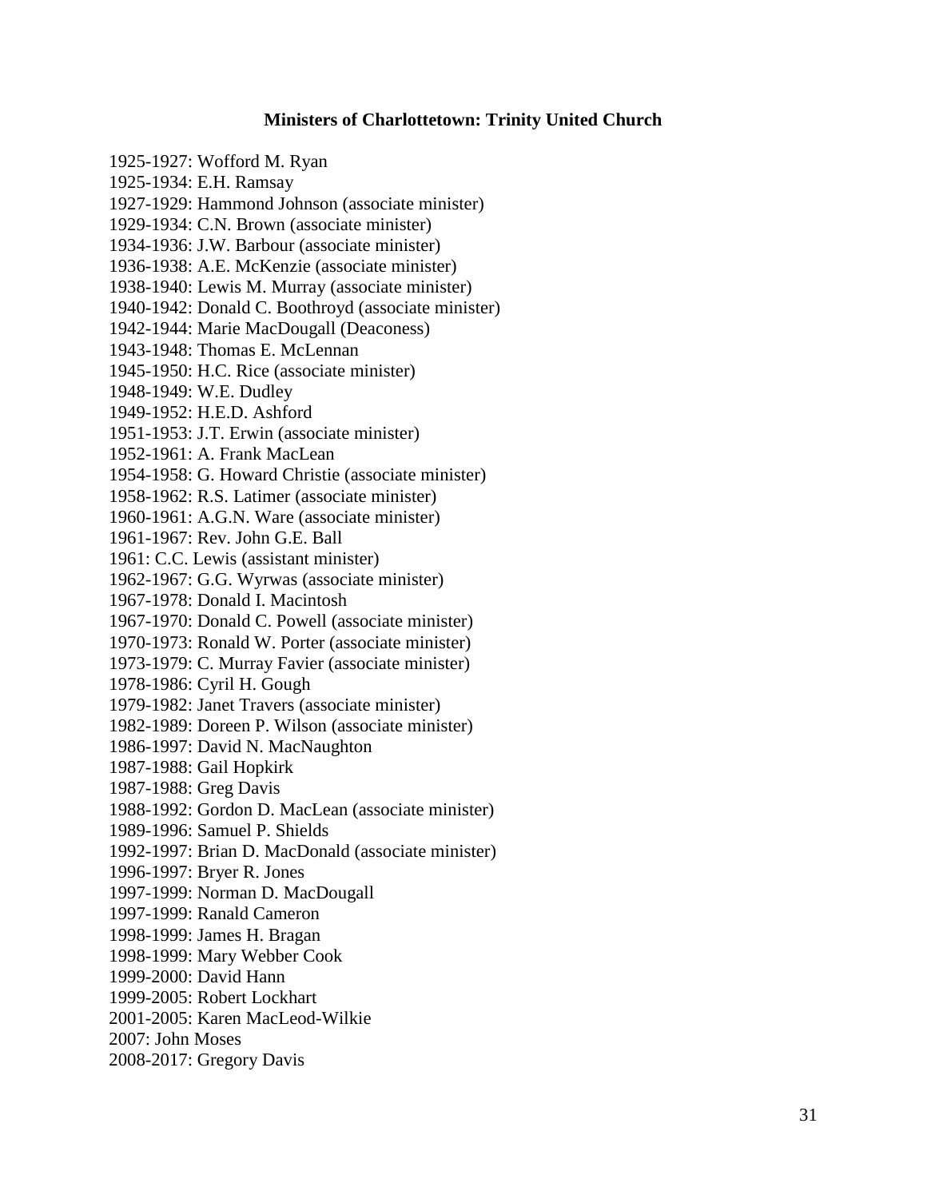**Ministers of Charlottetown: Trinity United Church**

1925-1927: Wofford M. Ryan
1925-1934: E.H. Ramsay
1927-1929: Hammond Johnson (associate minister)
1929-1934: C.N. Brown (associate minister)
1934-1936: J.W. Barbour (associate minister)
1936-1938: A.E. McKenzie (associate minister)
1938-1940: Lewis M. Murray (associate minister)
1940-1942: Donald C. Boothroyd (associate minister)
1942-1944: Marie MacDougall (Deaconess)
1943-1948: Thomas E. McLennan
1945-1950: H.C. Rice (associate minister)
1948-1949: W.E. Dudley
1949-1952: H.E.D. Ashford
1951-1953: J.T. Erwin (associate minister)
1952-1961: A. Frank MacLean
1954-1958: G. Howard Christie (associate minister)
1958-1962: R.S. Latimer (associate minister)
1960-1961: A.G.N. Ware (associate minister)
1961-1967: Rev. John G.E. Ball
1961: C.C. Lewis (assistant minister)
1962-1967: G.G. Wyrwas (associate minister)
1967-1978: Donald I. Macintosh
1967-1970: Donald C. Powell (associate minister)
1970-1973: Ronald W. Porter (associate minister)
1973-1979: C. Murray Favier (associate minister)
1978-1986: Cyril H. Gough
1979-1982: Janet Travers (associate minister)
1982-1989: Doreen P. Wilson (associate minister)
1986-1997: David N. MacNaughton
1987-1988: Gail Hopkirk
1987-1988: Greg Davis
1988-1992: Gordon D. MacLean (associate minister)
1989-1996: Samuel P. Shields
1992-1997: Brian D. MacDonald (associate minister)
1996-1997: Bryer R. Jones
1997-1999: Norman D. MacDougall
1997-1999: Ranald Cameron
1998-1999: James H. Bragan
1998-1999: Mary Webber Cook
1999-2000: David Hann
1999-2005: Robert Lockhart
2001-2005: Karen MacLeod-Wilkie
2007: John Moses
2008-2017: Gregory Davis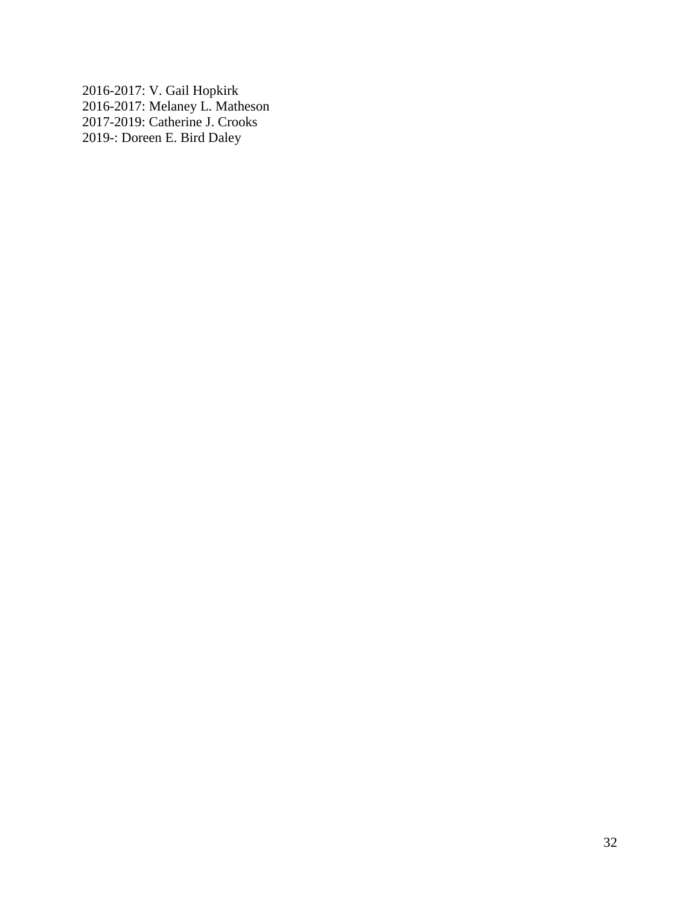2016-2017: V. Gail Hopkirk
2016-2017: Melaney L. Matheson
2017-2019: Catherine J. Crooks
2019-: Doreen E. Bird Daley